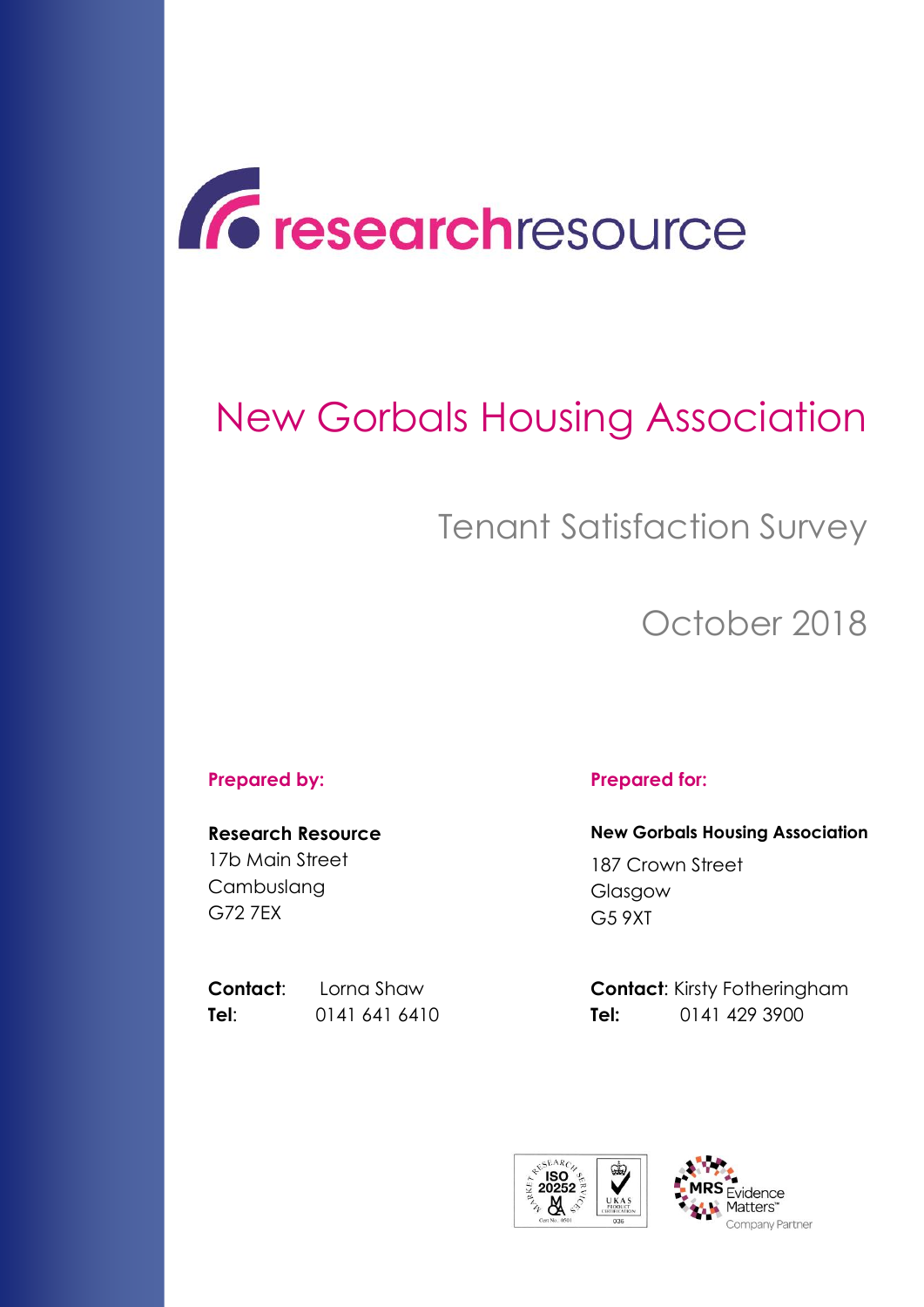researchresource

# New Gorbals Housing Association

## Tenant Satisfaction Survey

## October 2018

**Prepared by:**

**Research Resource**
17b Main Street
Cambuslang
G72 7EX

**Contact**: Lorna Shaw
**Tel**: 0141 641 6410

**Prepared for:**

**New Gorbals Housing Association**
187 Crown Street
Glasgow
G5 9XT

**Contact**: Kirsty Fotheringham
**Tel:** 0141 429 3900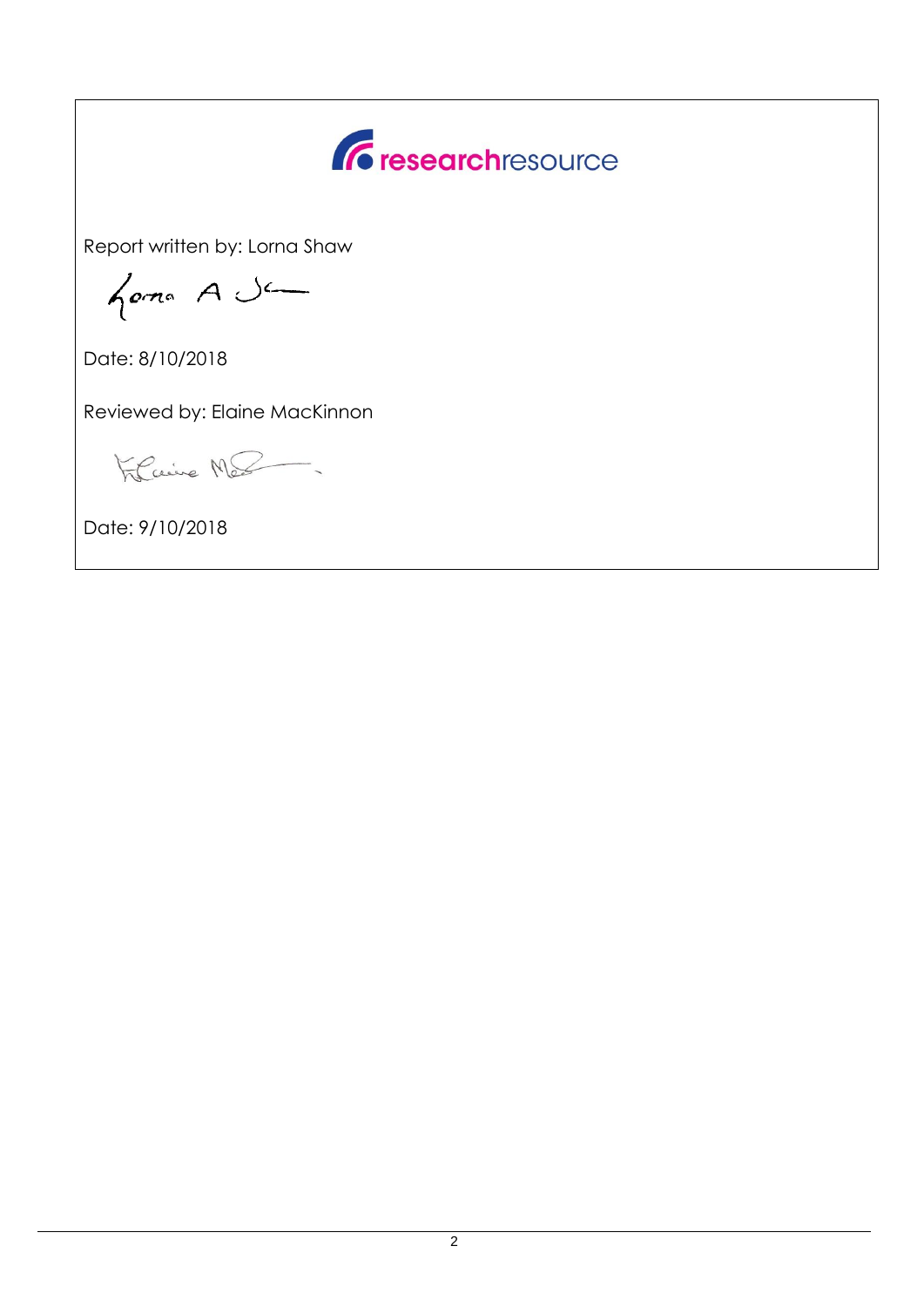researchresource

Report written by: Lorna Shaw

Date: 8/10/2018

Reviewed by: Elaine MacKinnon

Date: 9/10/2018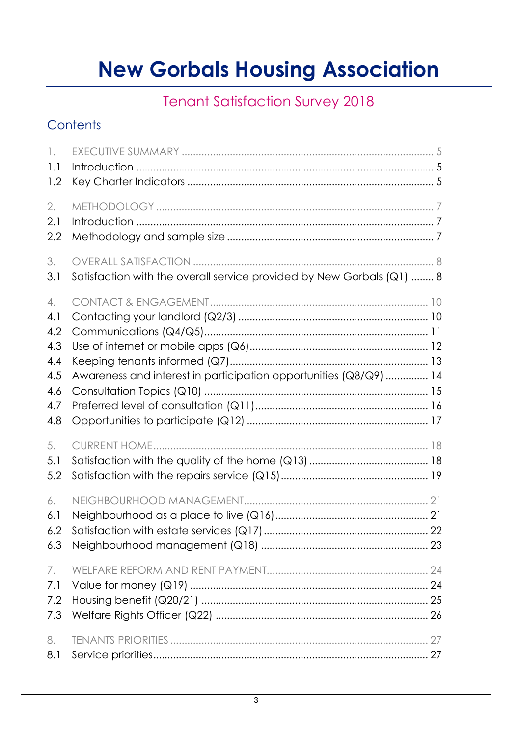# New Gorbals Housing Association

## Tenant Satisfaction Survey 2018

### Contents

| | | |
|---|---|---|
| 1. | EXECUTIVE SUMMARY | 5 |
| 1.1 | Introduction | 5 |
| 1.2 | Key Charter Indicators | 5 |
| 2. | METHODOLOGY | 7 |
| 2.1 | Introduction | 7 |
| 2.2 | Methodology and sample size | 7 |
| 3. | OVERALL SATISFACTION | 8 |
| 3.1 | Satisfaction with the overall service provided by New Gorbals (Q1) | 8 |
| 4. | CONTACT & ENGAGEMENT | 10 |
| 4.1 | Contacting your landlord (Q2/3) | 10 |
| 4.2 | Communications (Q4/Q5) | 11 |
| 4.3 | Use of internet or mobile apps (Q6) | 12 |
| 4.4 | Keeping tenants informed (Q7) | 13 |
| 4.5 | Awareness and interest in participation opportunities (Q8/Q9) | 14 |
| 4.6 | Consultation Topics (Q10) | 15 |
| 4.7 | Preferred level of consultation (Q11) | 16 |
| 4.8 | Opportunities to participate (Q12) | 17 |
| 5. | CURRENT HOME | 18 |
| 5.1 | Satisfaction with the quality of the home (Q13) | 18 |
| 5.2 | Satisfaction with the repairs service (Q15) | 19 |
| 6. | NEIGHBOURHOOD MANAGEMENT | 21 |
| 6.1 | Neighbourhood as a place to live (Q16) | 21 |
| 6.2 | Satisfaction with estate services (Q17) | 22 |
| 6.3 | Neighbourhood management (Q18) | 23 |
| 7. | WELFARE REFORM AND RENT PAYMENT | 24 |
| 7.1 | Value for money (Q19) | 24 |
| 7.2 | Housing benefit (Q20/21) | 25 |
| 7.3 | Welfare Rights Officer (Q22) | 26 |
| 8. | TENANTS PRIORITIES | 27 |
| 8.1 | Service priorities | 27 |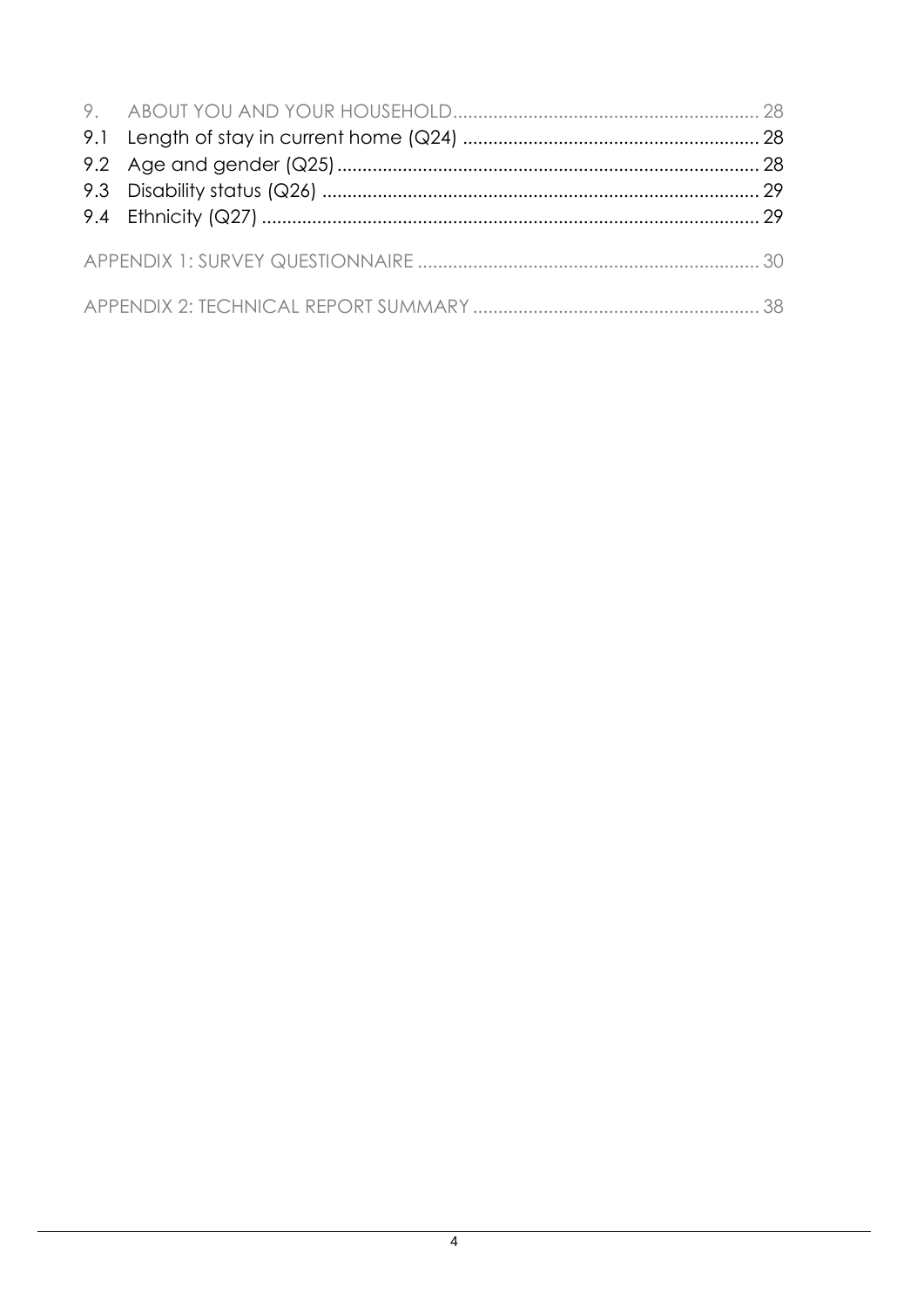9. ABOUT YOU AND YOUR HOUSEHOLD ............................................................ 28

9.1 Length of stay in current home (Q24) .......................................................... 28

9.2 Age and gender (Q25) .................................................................................. 28

9.3 Disability status (Q26) .................................................................................... 29

9.4 Ethnicity (Q27) ................................................................................................ 29

APPENDIX 1: SURVEY QUESTIONNAIRE .................................................................. 30

APPENDIX 2: TECHNICAL REPORT SUMMARY ........................................................ 38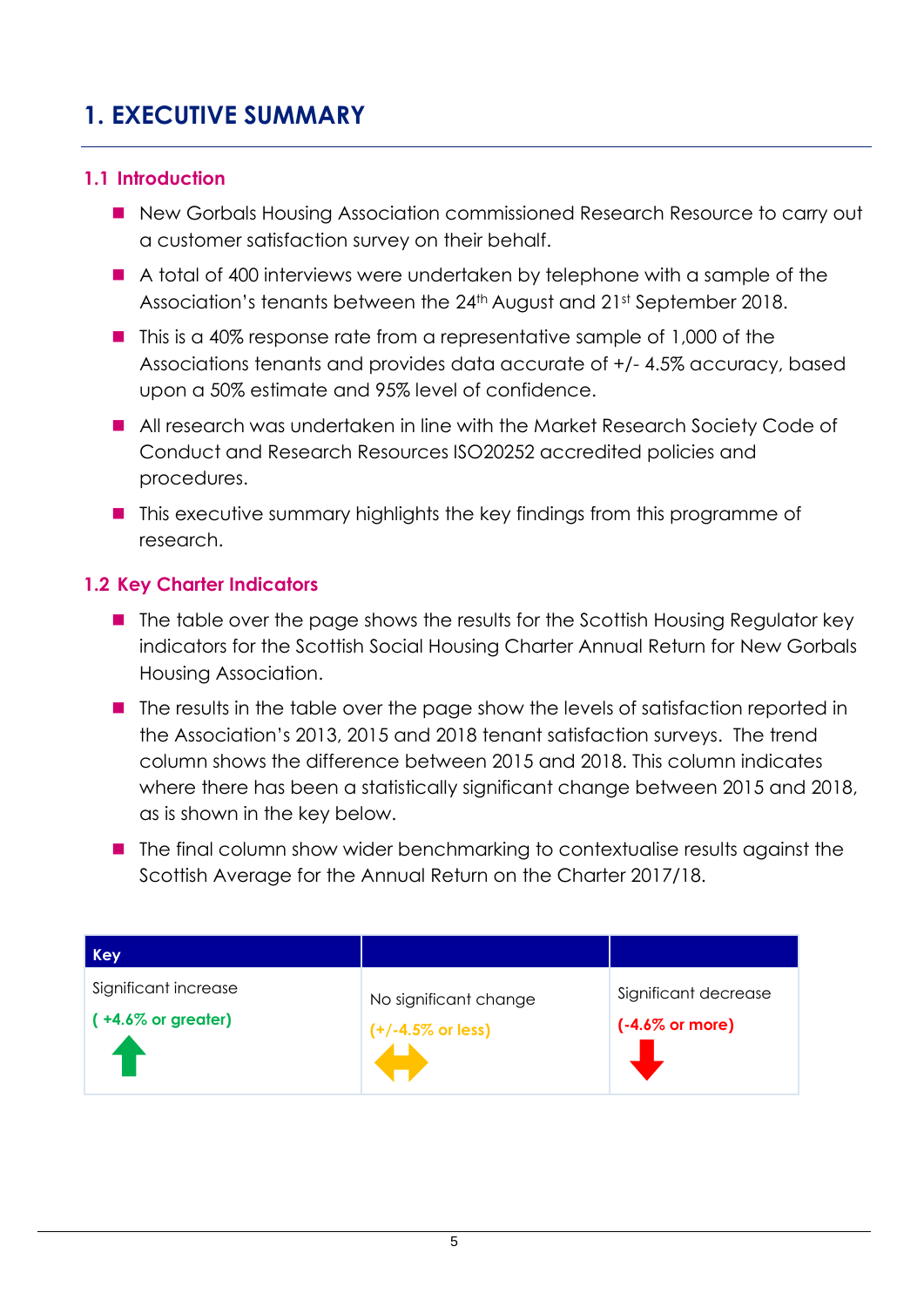# 1. EXECUTIVE SUMMARY

## 1.1 Introduction

- New Gorbals Housing Association commissioned Research Resource to carry out a customer satisfaction survey on their behalf.
- A total of 400 interviews were undertaken by telephone with a sample of the Association's tenants between the 24th August and 21st September 2018.
- This is a 40% response rate from a representative sample of 1,000 of the Associations tenants and provides data accurate of +/- 4.5% accuracy, based upon a 50% estimate and 95% level of confidence.
- All research was undertaken in line with the Market Research Society Code of Conduct and Research Resources ISO20252 accredited policies and procedures.
- This executive summary highlights the key findings from this programme of research.

## 1.2 Key Charter Indicators

- The table over the page shows the results for the Scottish Housing Regulator key indicators for the Scottish Social Housing Charter Annual Return for New Gorbals Housing Association.
- The results in the table over the page show the levels of satisfaction reported in the Association's 2013, 2015 and 2018 tenant satisfaction surveys. The trend column shows the difference between 2015 and 2018. This column indicates where there has been a statistically significant change between 2015 and 2018, as is shown in the key below.
- The final column show wider benchmarking to contextualise results against the Scottish Average for the Annual Return on the Charter 2017/18.

| Key | | |
|---|---|---|
| Significant increase<br>**( +4.6% or greater)**<br>⬆ | No significant change<br>**(+/-4.5% or less)**<br>⬌ | Significant decrease<br>**(-4.6% or more)**<br>⬇ |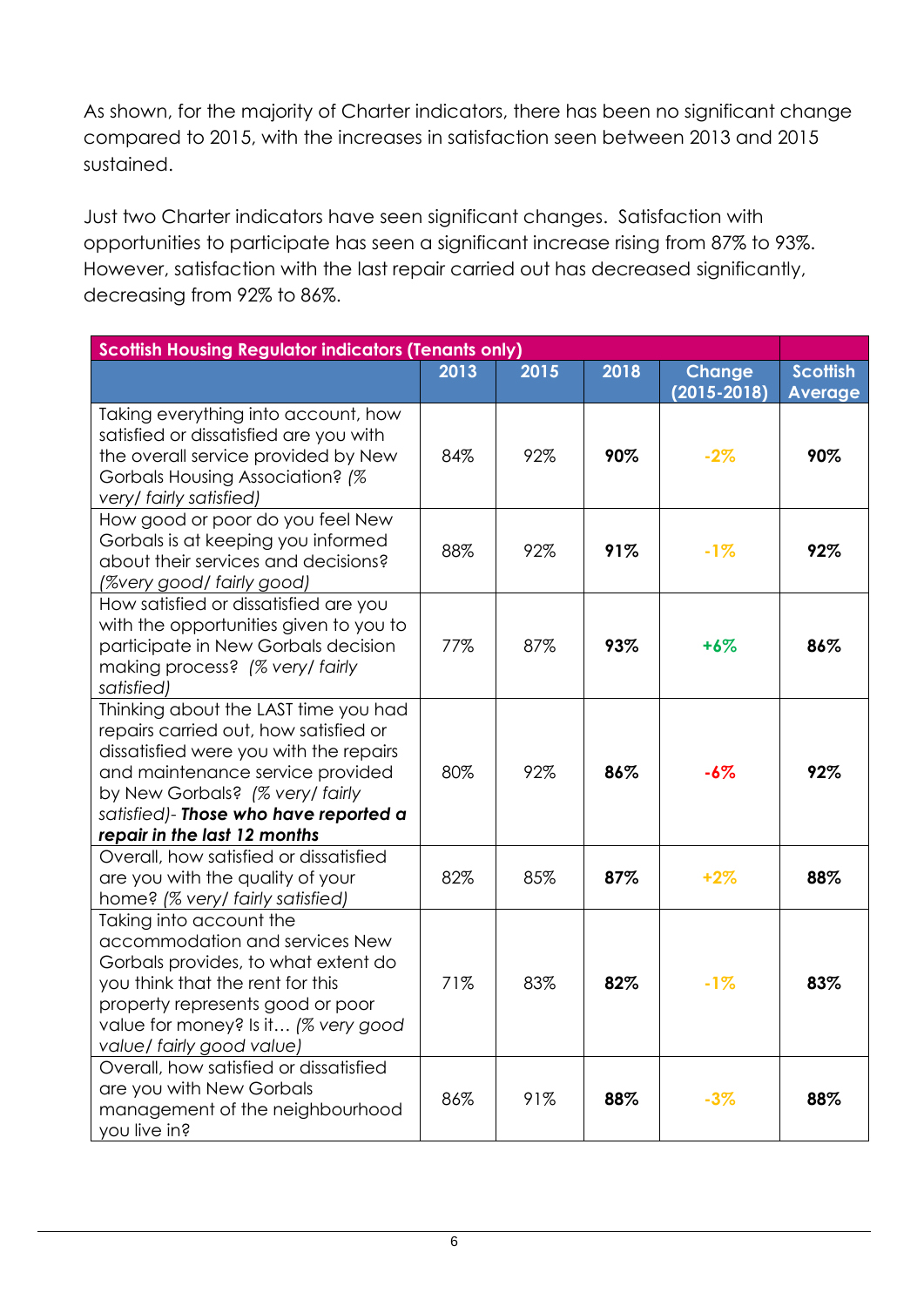As shown, for the majority of Charter indicators, there has been no significant change compared to 2015, with the increases in satisfaction seen between 2013 and 2015 sustained.

Just two Charter indicators have seen significant changes. Satisfaction with opportunities to participate has seen a significant increase rising from 87% to 93%. However, satisfaction with the last repair carried out has decreased significantly, decreasing from 92% to 86%.

| **Scottish Housing Regulator indicators (Tenants only)** | | | | | |
|---|---|---|---|---|---|
| | **2013** | **2015** | **2018** | **Change (2015-2018)** | **Scottish Average** |
| Taking everything into account, how satisfied or dissatisfied are you with the overall service provided by New Gorbals Housing Association? *(% very/ fairly satisfied)* | 84% | 92% | **90%** | -2% | **90%** |
| How good or poor do you feel New Gorbals is at keeping you informed about their services and decisions? *(%very good/ fairly good)* | 88% | 92% | **91%** | -1% | **92%** |
| How satisfied or dissatisfied are you with the opportunities given to you to participate in New Gorbals decision making process? *(% very/ fairly satisfied)* | 77% | 87% | **93%** | +6% | **86%** |
| Thinking about the LAST time you had repairs carried out, how satisfied or dissatisfied were you with the repairs and maintenance service provided by New Gorbals? *(% very/ fairly satisfied)- **Those who have reported a repair in the last 12 months*** | 80% | 92% | **86%** | -6% | **92%** |
| Overall, how satisfied or dissatisfied are you with the quality of your home? *(% very/ fairly satisfied)* | 82% | 85% | **87%** | +2% | **88%** |
| Taking into account the accommodation and services New Gorbals provides, to what extent do you think that the rent for this property represents good or poor value for money? Is it… *(% very good value/ fairly good value)* | 71% | 83% | **82%** | -1% | **83%** |
| Overall, how satisfied or dissatisfied are you with New Gorbals management of the neighbourhood you live in? | 86% | 91% | **88%** | -3% | **88%** |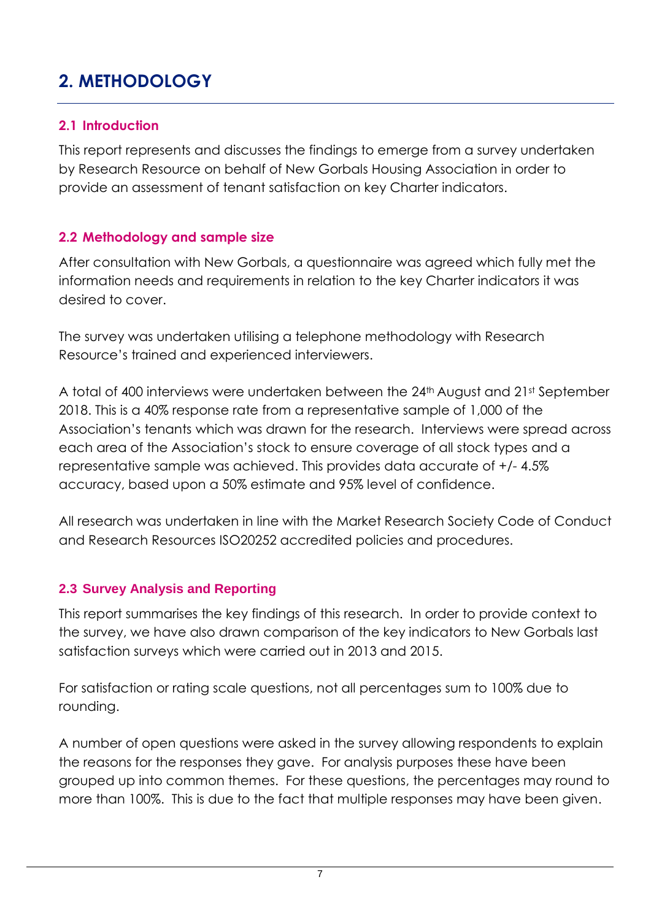# 2. METHODOLOGY

## 2.1 Introduction

This report represents and discusses the findings to emerge from a survey undertaken by Research Resource on behalf of New Gorbals Housing Association in order to provide an assessment of tenant satisfaction on key Charter indicators.

## 2.2 Methodology and sample size

After consultation with New Gorbals, a questionnaire was agreed which fully met the information needs and requirements in relation to the key Charter indicators it was desired to cover.

The survey was undertaken utilising a telephone methodology with Research Resource's trained and experienced interviewers.

A total of 400 interviews were undertaken between the 24th August and 21st September 2018. This is a 40% response rate from a representative sample of 1,000 of the Association's tenants which was drawn for the research. Interviews were spread across each area of the Association's stock to ensure coverage of all stock types and a representative sample was achieved. This provides data accurate of +/- 4.5% accuracy, based upon a 50% estimate and 95% level of confidence.

All research was undertaken in line with the Market Research Society Code of Conduct and Research Resources ISO20252 accredited policies and procedures.

## 2.3 Survey Analysis and Reporting

This report summarises the key findings of this research. In order to provide context to the survey, we have also drawn comparison of the key indicators to New Gorbals last satisfaction surveys which were carried out in 2013 and 2015.

For satisfaction or rating scale questions, not all percentages sum to 100% due to rounding.

A number of open questions were asked in the survey allowing respondents to explain the reasons for the responses they gave. For analysis purposes these have been grouped up into common themes. For these questions, the percentages may round to more than 100%. This is due to the fact that multiple responses may have been given.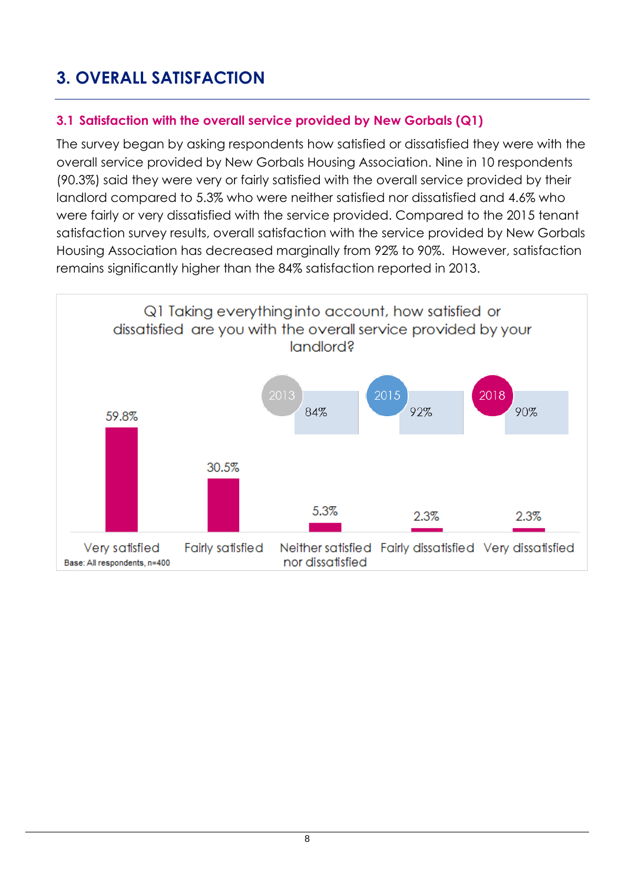# 3. OVERALL SATISFACTION

## 3.1 Satisfaction with the overall service provided by New Gorbals (Q1)

The survey began by asking respondents how satisfied or dissatisfied they were with the overall service provided by New Gorbals Housing Association. Nine in 10 respondents (90.3%) said they were very or fairly satisfied with the overall service provided by their landlord compared to 5.3% who were neither satisfied nor dissatisfied and 4.6% who were fairly or very dissatisfied with the service provided. Compared to the 2015 tenant satisfaction survey results, overall satisfaction with the service provided by New Gorbals Housing Association has decreased marginally from 92% to 90%. However, satisfaction remains significantly higher than the 84% satisfaction reported in 2013.

Q1 Taking everything into account, how satisfied or dissatisfied are you with the overall service provided by your landlord?

| Response | % |
|---|---|
| Very satisfied | 59.8% |
| Fairly satisfied | 30.5% |
| Neither satisfied nor dissatisfied | 5.3% |
| Fairly dissatisfied | 2.3% |
| Very dissatisfied | 2.3% |

| 2013 | 2015 | 2018 |
|---|---|---|
| 84% | 92% | 90% |

Base: All respondents, n=400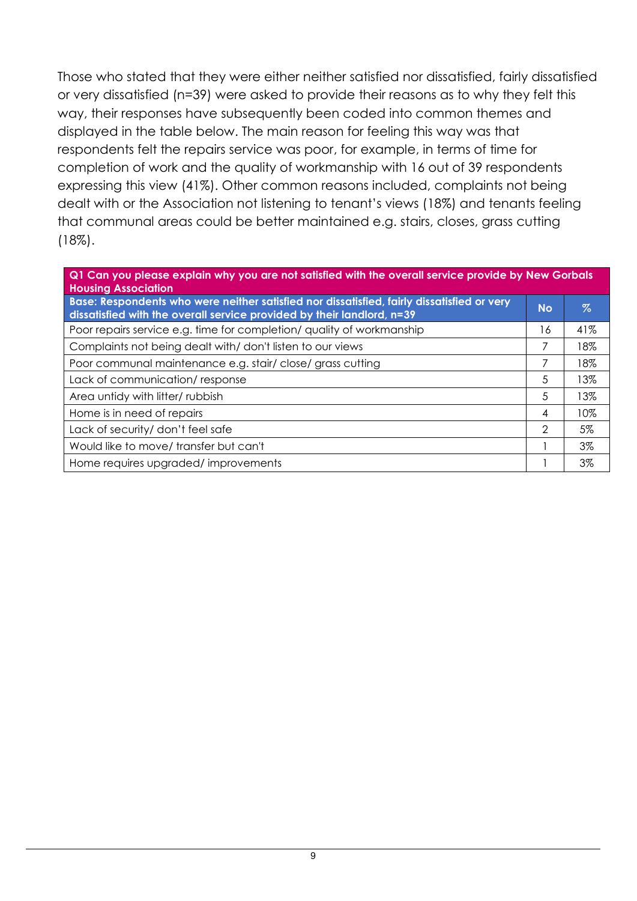Those who stated that they were either neither satisfied nor dissatisfied, fairly dissatisfied or very dissatisfied (n=39) were asked to provide their reasons as to why they felt this way, their responses have subsequently been coded into common themes and displayed in the table below. The main reason for feeling this way was that respondents felt the repairs service was poor, for example, in terms of time for completion of work and the quality of workmanship with 16 out of 39 respondents expressing this view (41%). Other common reasons included, complaints not being dealt with or the Association not listening to tenant's views (18%) and tenants feeling that communal areas could be better maintained e.g. stairs, closes, grass cutting (18%).

| **Q1 Can you please explain why you are not satisfied with the overall service provide by New Gorbals Housing Association** | | |
|---|---|---|
| **Base: Respondents who were neither satisfied nor dissatisfied, fairly dissatisfied or very dissatisfied with the overall service provided by their landlord, n=39** | **No** | **%** |
| Poor repairs service e.g. time for completion/ quality of workmanship | 16 | 41% |
| Complaints not being dealt with/ don't listen to our views | 7 | 18% |
| Poor communal maintenance e.g. stair/ close/ grass cutting | 7 | 18% |
| Lack of communication/ response | 5 | 13% |
| Area untidy with litter/ rubbish | 5 | 13% |
| Home is in need of repairs | 4 | 10% |
| Lack of security/ don't feel safe | 2 | 5% |
| Would like to move/ transfer but can't | 1 | 3% |
| Home requires upgraded/ improvements | 1 | 3% |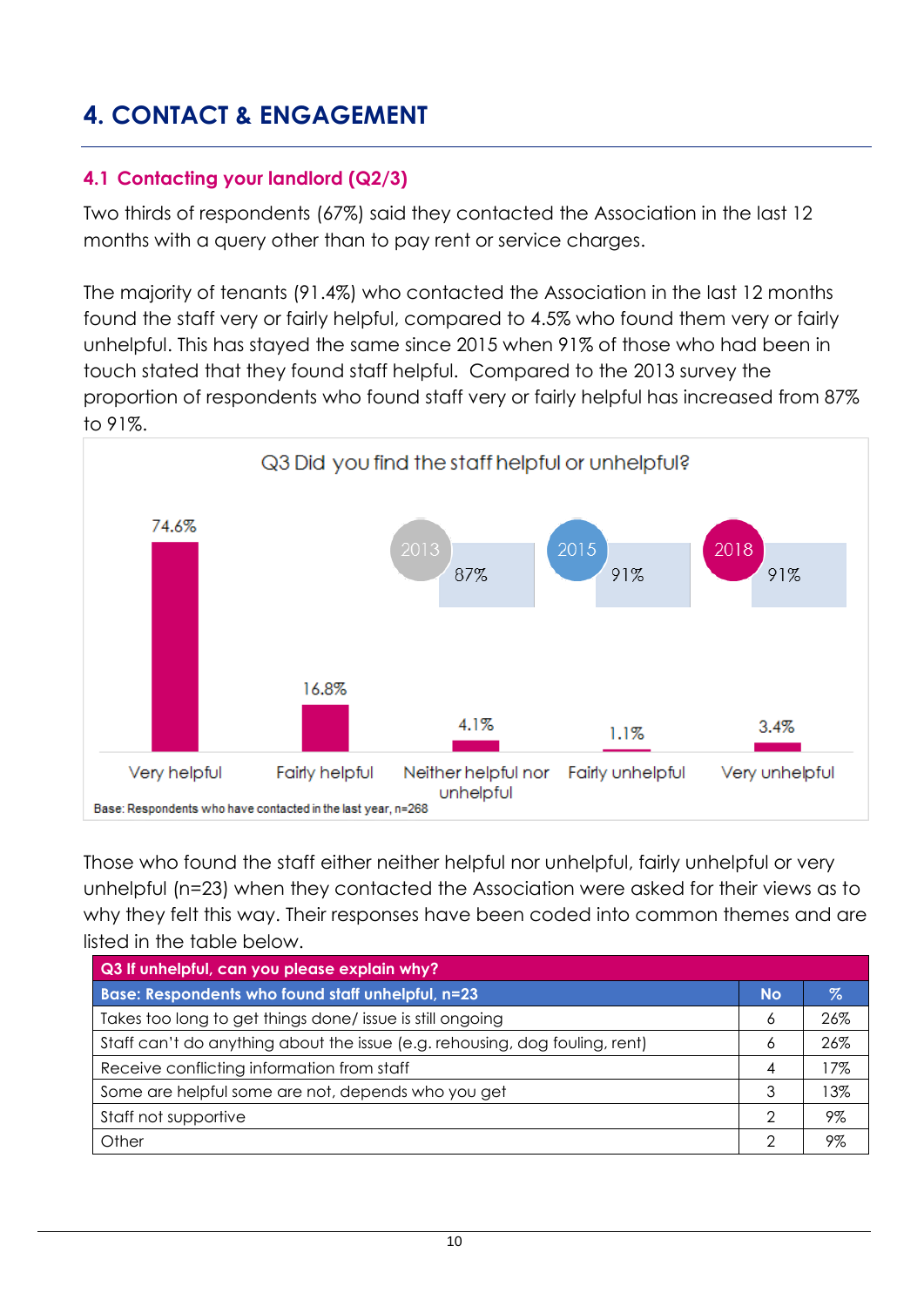# 4. CONTACT & ENGAGEMENT

## 4.1 Contacting your landlord (Q2/3)

Two thirds of respondents (67%) said they contacted the Association in the last 12 months with a query other than to pay rent or service charges.

The majority of tenants (91.4%) who contacted the Association in the last 12 months found the staff very or fairly helpful, compared to 4.5% who found them very or fairly unhelpful. This has stayed the same since 2015 when 91% of those who had been in touch stated that they found staff helpful. Compared to the 2013 survey the proportion of respondents who found staff very or fairly helpful has increased from 87% to 91%.

Q3 Did you find the staff helpful or unhelpful?

| Response | % |
|---|---|
| Very helpful | 74.6% |
| Fairly helpful | 16.8% |
| Neither helpful nor unhelpful | 4.1% |
| Fairly unhelpful | 1.1% |
| Very unhelpful | 3.4% |

| Year | Very/fairly helpful |
|---|---|
| 2013 | 87% |
| 2015 | 91% |
| 2018 | 91% |

Base: Respondents who have contacted in the last year, n=268

Those who found the staff either neither helpful nor unhelpful, fairly unhelpful or very unhelpful (n=23) when they contacted the Association were asked for their views as to why they felt this way. Their responses have been coded into common themes and are listed in the table below.

| Q3 If unhelpful, can you please explain why? | | |
|---|---|---|
| **Base: Respondents who found staff unhelpful, n=23** | **No** | **%** |
| Takes too long to get things done/ issue is still ongoing | 6 | 26% |
| Staff can't do anything about the issue (e.g. rehousing, dog fouling, rent) | 6 | 26% |
| Receive conflicting information from staff | 4 | 17% |
| Some are helpful some are not, depends who you get | 3 | 13% |
| Staff not supportive | 2 | 9% |
| Other | 2 | 9% |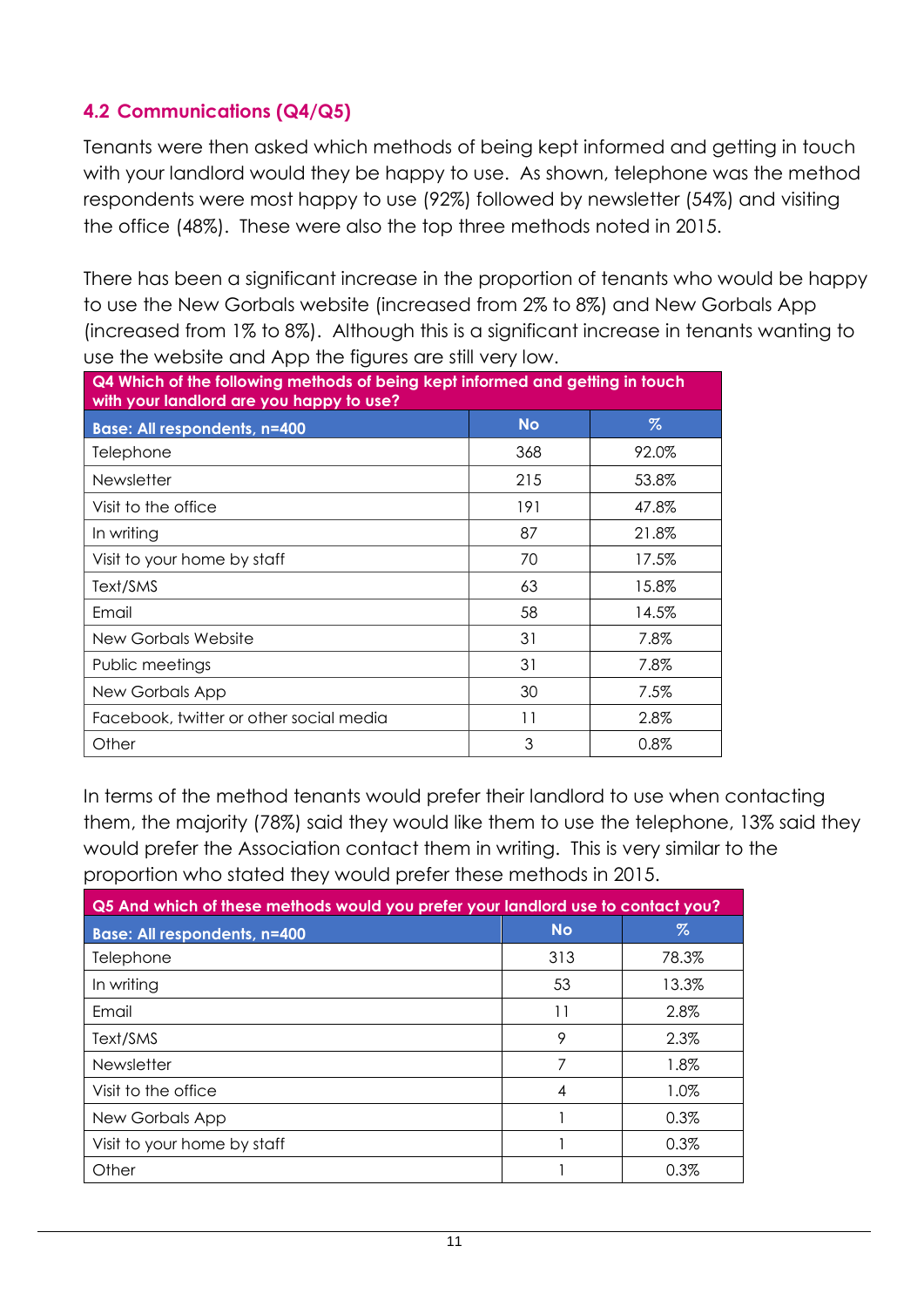## 4.2 Communications (Q4/Q5)

Tenants were then asked which methods of being kept informed and getting in touch with your landlord would they be happy to use. As shown, telephone was the method respondents were most happy to use (92%) followed by newsletter (54%) and visiting the office (48%). These were also the top three methods noted in 2015.

There has been a significant increase in the proportion of tenants who would be happy to use the New Gorbals website (increased from 2% to 8%) and New Gorbals App (increased from 1% to 8%). Although this is a significant increase in tenants wanting to use the website and App the figures are still very low.

| Q4 Which of the following methods of being kept informed and getting in touch with your landlord are you happy to use? | | |
|---|---|---|
| **Base: All respondents, n=400** | **No** | **%** |
| Telephone | 368 | 92.0% |
| Newsletter | 215 | 53.8% |
| Visit to the office | 191 | 47.8% |
| In writing | 87 | 21.8% |
| Visit to your home by staff | 70 | 17.5% |
| Text/SMS | 63 | 15.8% |
| Email | 58 | 14.5% |
| New Gorbals Website | 31 | 7.8% |
| Public meetings | 31 | 7.8% |
| New Gorbals App | 30 | 7.5% |
| Facebook, twitter or other social media | 11 | 2.8% |
| Other | 3 | 0.8% |

In terms of the method tenants would prefer their landlord to use when contacting them, the majority (78%) said they would like them to use the telephone, 13% said they would prefer the Association contact them in writing. This is very similar to the proportion who stated they would prefer these methods in 2015.

| Q5 And which of these methods would you prefer your landlord use to contact you? | | |
|---|---|---|
| **Base: All respondents, n=400** | **No** | **%** |
| Telephone | 313 | 78.3% |
| In writing | 53 | 13.3% |
| Email | 11 | 2.8% |
| Text/SMS | 9 | 2.3% |
| Newsletter | 7 | 1.8% |
| Visit to the office | 4 | 1.0% |
| New Gorbals App | 1 | 0.3% |
| Visit to your home by staff | 1 | 0.3% |
| Other | 1 | 0.3% |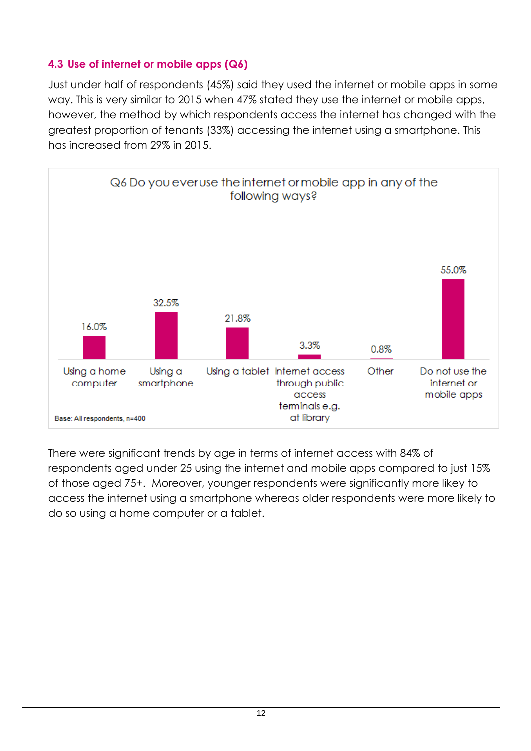### 4.3 Use of internet or mobile apps (Q6)

Just under half of respondents (45%) said they used the internet or mobile apps in some way. This is very similar to 2015 when 47% stated they use the internet or mobile apps, however, the method by which respondents access the internet has changed with the greatest proportion of tenants (33%) accessing the internet using a smartphone. This has increased from 29% in 2015.

**Q6 Do you ever use the internet or mobile app in any of the following ways?**

| Response | % |
| --- | --- |
| Using a home computer | 16.0% |
| Using a smartphone | 32.5% |
| Using a tablet | 21.8% |
| Internet access through public access terminals e.g. at library | 3.3% |
| Other | 0.8% |
| Do not use the internet or mobile apps | 55.0% |

Base: All respondents, n=400

There were significant trends by age in terms of internet access with 84% of respondents aged under 25 using the internet and mobile apps compared to just 15% of those aged 75+. Moreover, younger respondents were significantly more likey to access the internet using a smartphone whereas older respondents were more likely to do so using a home computer or a tablet.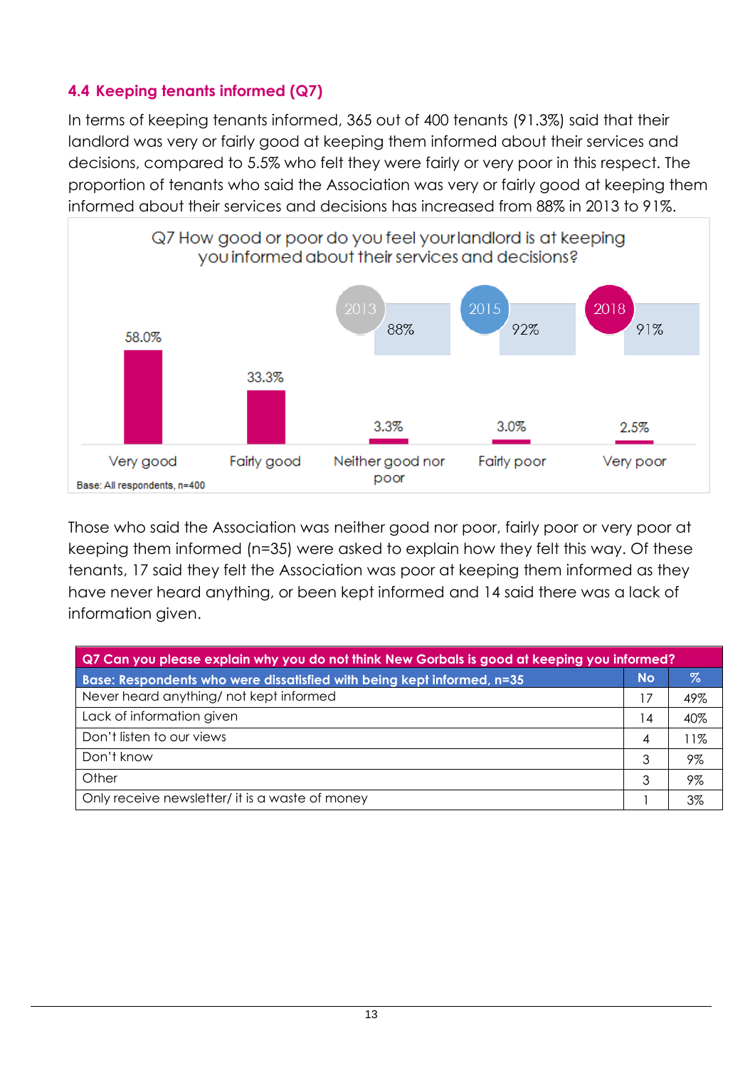### 4.4 Keeping tenants informed (Q7)

In terms of keeping tenants informed, 365 out of 400 tenants (91.3%) said that their landlord was very or fairly good at keeping them informed about their services and decisions, compared to 5.5% who felt they were fairly or very poor in this respect. The proportion of tenants who said the Association was very or fairly good at keeping them informed about their services and decisions has increased from 88% in 2013 to 91%.

Q7 How good or poor do you feel your landlord is at keeping you informed about their services and decisions?

| Response | % |
|---|---|
| Very good | 58.0% |
| Fairly good | 33.3% |
| Neither good nor poor | 3.3% |
| Fairly poor | 3.0% |
| Very poor | 2.5% |

| Year | Very/fairly good |
|---|---|
| 2013 | 88% |
| 2015 | 92% |
| 2018 | 91% |

Base: All respondents, n=400

Those who said the Association was neither good nor poor, fairly poor or very poor at keeping them informed (n=35) were asked to explain how they felt this way. Of these tenants, 17 said they felt the Association was poor at keeping them informed as they have never heard anything, or been kept informed and 14 said there was a lack of information given.

| Q7 Can you please explain why you do not think New Gorbals is good at keeping you informed? | | |
|---|---|---|
| **Base: Respondents who were dissatisfied with being kept informed, n=35** | **No** | **%** |
| Never heard anything/ not kept informed | 17 | 49% |
| Lack of information given | 14 | 40% |
| Don't listen to our views | 4 | 11% |
| Don't know | 3 | 9% |
| Other | 3 | 9% |
| Only receive newsletter/ it is a waste of money | 1 | 3% |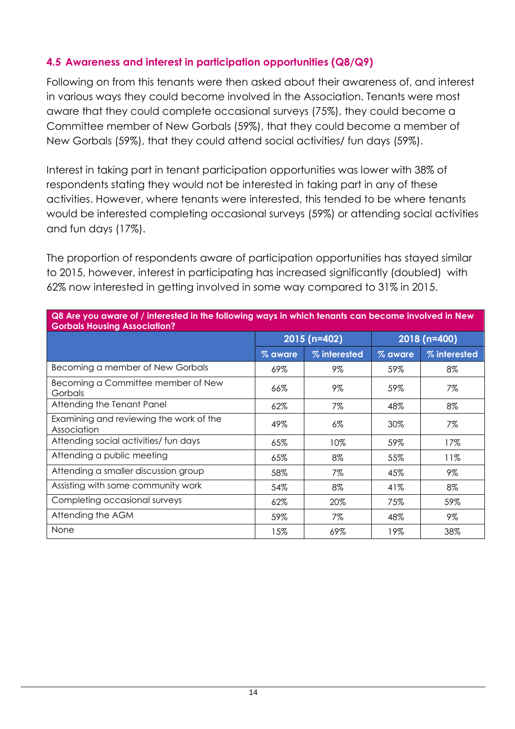### 4.5 Awareness and interest in participation opportunities (Q8/Q9)

Following on from this tenants were then asked about their awareness of, and interest in various ways they could become involved in the Association. Tenants were most aware that they could complete occasional surveys (75%), they could become a Committee member of New Gorbals (59%), that they could become a member of New Gorbals (59%), that they could attend social activities/ fun days (59%).

Interest in taking part in tenant participation opportunities was lower with 38% of respondents stating they would not be interested in taking part in any of these activities. However, where tenants were interested, this tended to be where tenants would be interested completing occasional surveys (59%) or attending social activities and fun days (17%).

The proportion of respondents aware of participation opportunities has stayed similar to 2015, however, interest in participating has increased significantly (doubled) with 62% now interested in getting involved in some way compared to 31% in 2015.

**Q8 Are you aware of / interested in the following ways in which tenants can become involved in New Gorbals Housing Association?**

| | 2015 (n=402) | | 2018 (n=400) | |
|---|---|---|---|---|
| | % aware | % interested | % aware | % interested |
| Becoming a member of New Gorbals | 69% | 9% | 59% | 8% |
| Becoming a Committee member of New Gorbals | 66% | 9% | 59% | 7% |
| Attending the Tenant Panel | 62% | 7% | 48% | 8% |
| Examining and reviewing the work of the Association | 49% | 6% | 30% | 7% |
| Attending social activities/ fun days | 65% | 10% | 59% | 17% |
| Attending a public meeting | 65% | 8% | 55% | 11% |
| Attending a smaller discussion group | 58% | 7% | 45% | 9% |
| Assisting with some community work | 54% | 8% | 41% | 8% |
| Completing occasional surveys | 62% | 20% | 75% | 59% |
| Attending the AGM | 59% | 7% | 48% | 9% |
| None | 15% | 69% | 19% | 38% |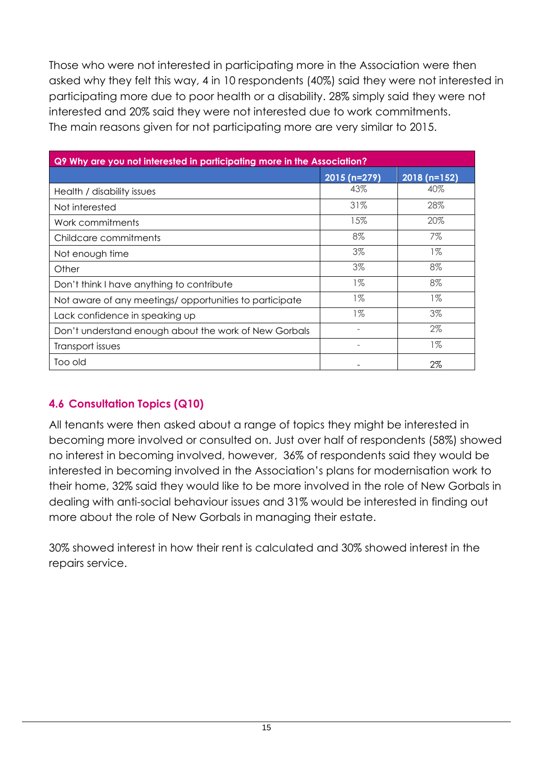Those who were not interested in participating more in the Association were then asked why they felt this way, 4 in 10 respondents (40%) said they were not interested in participating more due to poor health or a disability. 28% simply said they were not interested and 20% said they were not interested due to work commitments. The main reasons given for not participating more are very similar to 2015.

| Q9 Why are you not interested in participating more in the Association? | | |
|---|---|---|
| | 2015 (n=279) | 2018 (n=152) |
| Health / disability issues | 43% | 40% |
| Not interested | 31% | 28% |
| Work commitments | 15% | 20% |
| Childcare commitments | 8% | 7% |
| Not enough time | 3% | 1% |
| Other | 3% | 8% |
| Don't think I have anything to contribute | 1% | 8% |
| Not aware of any meetings/ opportunities to participate | 1% | 1% |
| Lack confidence in speaking up | 1% | 3% |
| Don't understand enough about the work of New Gorbals | - | 2% |
| Transport issues | - | 1% |
| Too old | - | 2% |

## 4.6 Consultation Topics (Q10)

All tenants were then asked about a range of topics they might be interested in becoming more involved or consulted on. Just over half of respondents (58%) showed no interest in becoming involved, however, 36% of respondents said they would be interested in becoming involved in the Association's plans for modernisation work to their home, 32% said they would like to be more involved in the role of New Gorbals in dealing with anti-social behaviour issues and 31% would be interested in finding out more about the role of New Gorbals in managing their estate.

30% showed interest in how their rent is calculated and 30% showed interest in the repairs service.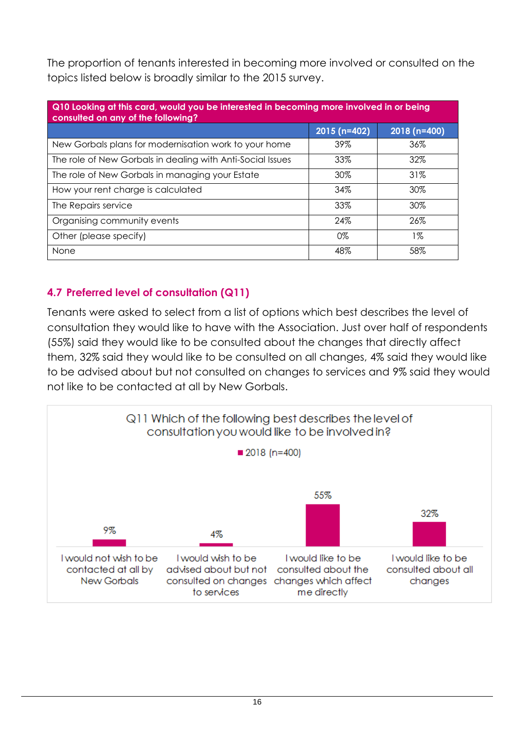The proportion of tenants interested in becoming more involved or consulted on the topics listed below is broadly similar to the 2015 survey.

| Q10 Looking at this card, would you be interested in becoming more involved in or being consulted on any of the following? | | |
|---|---|---|
| | 2015 (n=402) | 2018 (n=400) |
| New Gorbals plans for modernisation work to your home | 39% | 36% |
| The role of New Gorbals in dealing with Anti-Social Issues | 33% | 32% |
| The role of New Gorbals in managing your Estate | 30% | 31% |
| How your rent charge is calculated | 34% | 30% |
| The Repairs service | 33% | 30% |
| Organising community events | 24% | 26% |
| Other (please specify) | 0% | 1% |
| None | 48% | 58% |

## 4.7 Preferred level of consultation (Q11)

Tenants were asked to select from a list of options which best describes the level of consultation they would like to have with the Association. Just over half of respondents (55%) said they would like to be consulted about the changes that directly affect them, 32% said they would like to be consulted on all changes, 4% said they would like to be advised about but not consulted on changes to services and 9% said they would not like to be contacted at all by New Gorbals.

Q11 Which of the following best describes the level of consultation you would like to be involved in?

| | 2018 (n=400) |
|---|---|
| I would not wish to be contacted at all by New Gorbals | 9% |
| I would wish to be advised about but not consulted on changes to services | 4% |
| I would like to be consulted about the changes which affect me directly | 55% |
| I would like to be consulted about all changes | 32% |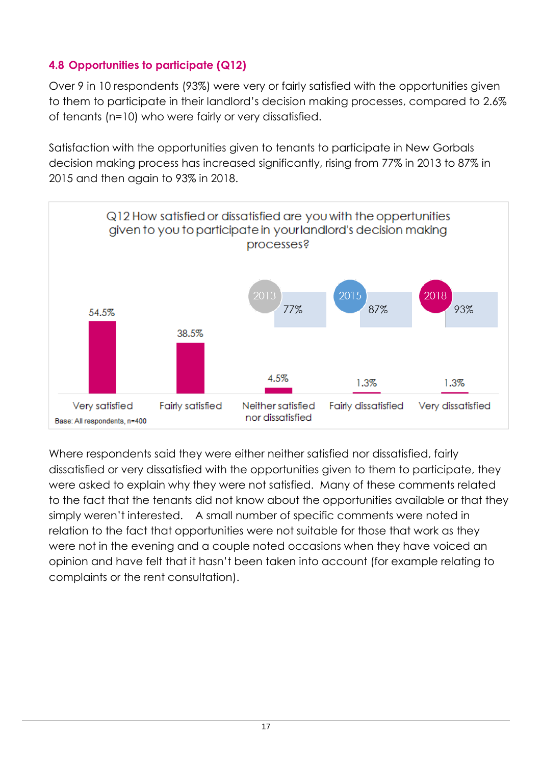### 4.8 Opportunities to participate (Q12)

Over 9 in 10 respondents (93%) were very or fairly satisfied with the opportunities given to them to participate in their landlord's decision making processes, compared to 2.6% of tenants (n=10) who were fairly or very dissatisfied.

Satisfaction with the opportunities given to tenants to participate in New Gorbals decision making process has increased significantly, rising from 77% in 2013 to 87% in 2015 and then again to 93% in 2018.

Q12 How satisfied or dissatisfied are you with the oppertunities given to you to participate in your landlord's decision making processes?

| Response | % |
|---|---|
| Very satisfied | 54.5% |
| Fairly satisfied | 38.5% |
| Neither satisfied nor dissatisfied | 4.5% |
| Fairly dissatisfied | 1.3% |
| Very dissatisfied | 1.3% |

| 2013 | 2015 | 2018 |
|---|---|---|
| 77% | 87% | 93% |

Base: All respondents, n=400

Where respondents said they were either neither satisfied nor dissatisfied, fairly dissatisfied or very dissatisfied with the opportunities given to them to participate, they were asked to explain why they were not satisfied. Many of these comments related to the fact that the tenants did not know about the opportunities available or that they simply weren't interested. A small number of specific comments were noted in relation to the fact that opportunities were not suitable for those that work as they were not in the evening and a couple noted occasions when they have voiced an opinion and have felt that it hasn't been taken into account (for example relating to complaints or the rent consultation).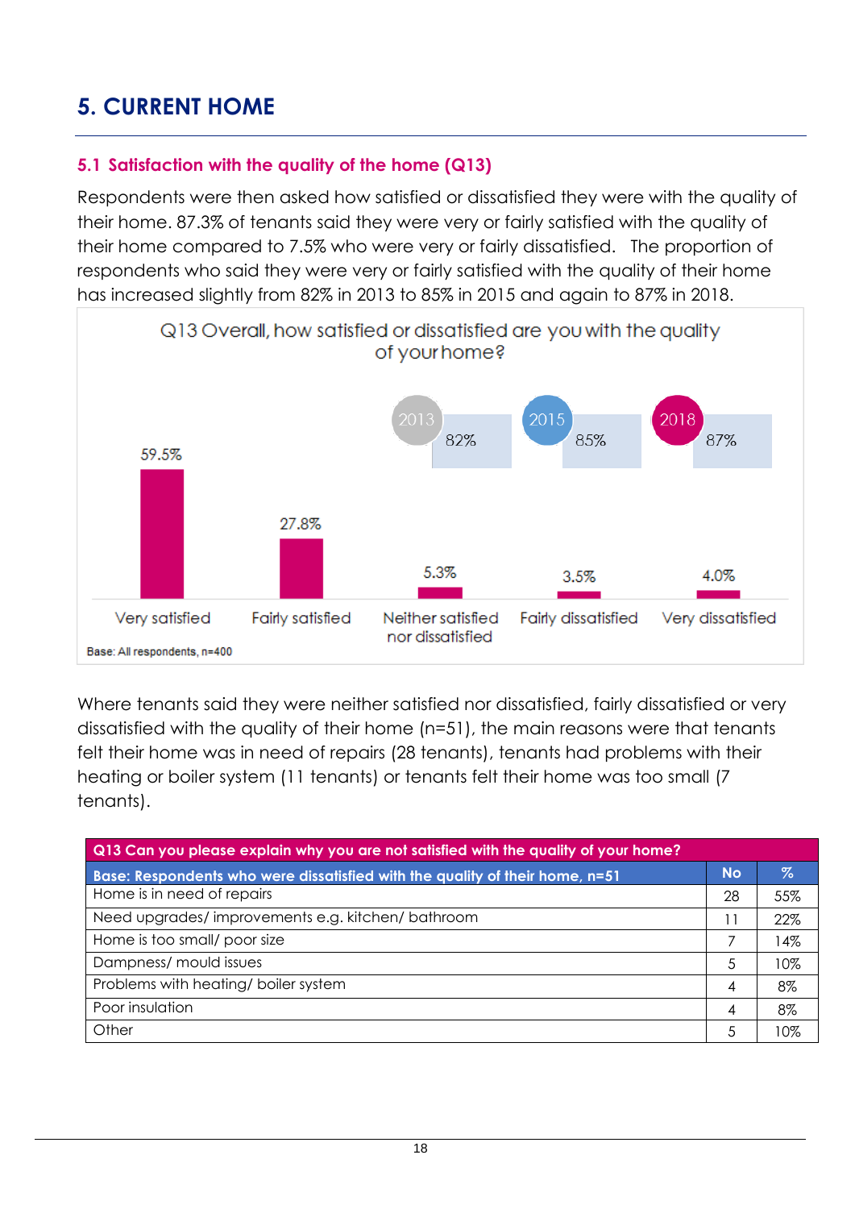# 5. CURRENT HOME

## 5.1 Satisfaction with the quality of the home (Q13)

Respondents were then asked how satisfied or dissatisfied they were with the quality of their home. 87.3% of tenants said they were very or fairly satisfied with the quality of their home compared to 7.5% who were very or fairly dissatisfied. The proportion of respondents who said they were very or fairly satisfied with the quality of their home has increased slightly from 82% in 2013 to 85% in 2015 and again to 87% in 2018.

Q13 Overall, how satisfied or dissatisfied are you with the quality of your home?

| Response | % |
|---|---|
| Very satisfied | 59.5% |
| Fairly satisfied | 27.8% |
| Neither satisfied nor dissatisfied | 5.3% |
| Fairly dissatisfied | 3.5% |
| Very dissatisfied | 4.0% |

| Year | % |
|---|---|
| 2013 | 82% |
| 2015 | 85% |
| 2018 | 87% |

Base: All respondents, n=400

Where tenants said they were neither satisfied nor dissatisfied, fairly dissatisfied or very dissatisfied with the quality of their home (n=51), the main reasons were that tenants felt their home was in need of repairs (28 tenants), tenants had problems with their heating or boiler system (11 tenants) or tenants felt their home was too small (7 tenants).

| Q13 Can you please explain why you are not satisfied with the quality of your home? | | |
|---|---|---|
| **Base: Respondents who were dissatisfied with the quality of their home, n=51** | **No** | **%** |
| Home is in need of repairs | 28 | 55% |
| Need upgrades/ improvements e.g. kitchen/ bathroom | 11 | 22% |
| Home is too small/ poor size | 7 | 14% |
| Dampness/ mould issues | 5 | 10% |
| Problems with heating/ boiler system | 4 | 8% |
| Poor insulation | 4 | 8% |
| Other | 5 | 10% |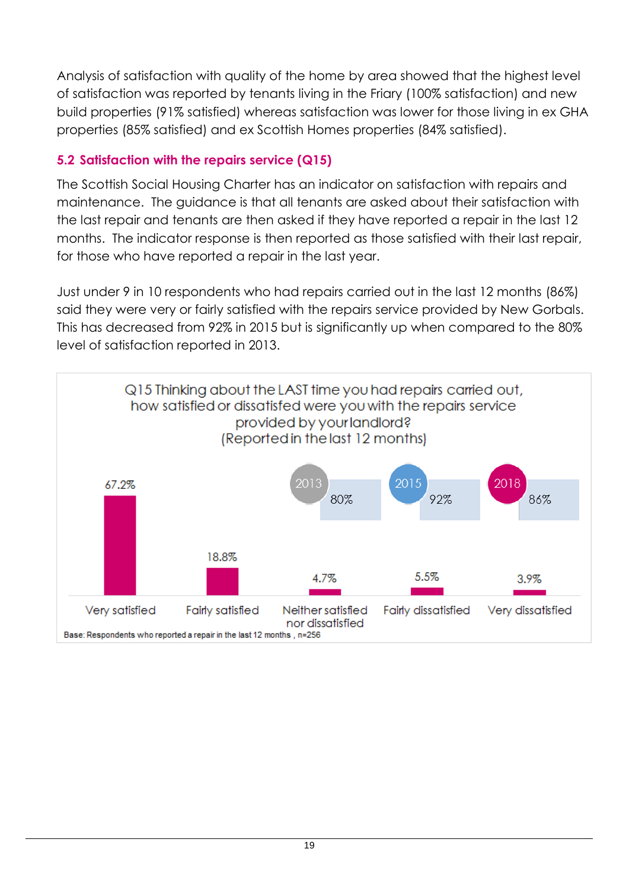Analysis of satisfaction with quality of the home by area showed that the highest level of satisfaction was reported by tenants living in the Friary (100% satisfaction) and new build properties (91% satisfied) whereas satisfaction was lower for those living in ex GHA properties (85% satisfied) and ex Scottish Homes properties (84% satisfied).

## 5.2 Satisfaction with the repairs service (Q15)

The Scottish Social Housing Charter has an indicator on satisfaction with repairs and maintenance. The guidance is that all tenants are asked about their satisfaction with the last repair and tenants are then asked if they have reported a repair in the last 12 months. The indicator response is then reported as those satisfied with their last repair, for those who have reported a repair in the last year.

Just under 9 in 10 respondents who had repairs carried out in the last 12 months (86%) said they were very or fairly satisfied with the repairs service provided by New Gorbals. This has decreased from 92% in 2015 but is significantly up when compared to the 80% level of satisfaction reported in 2013.

Q15 Thinking about the LAST time you had repairs carried out, how satisfied or dissatisfied were you with the repairs service provided by your landlord? (Reported in the last 12 months)

| Very satisfied | Fairly satisfied | Neither satisfied nor dissatisfied | Fairly dissatisfied | Very dissatisfied |
|---|---|---|---|---|
| 67.2% | 18.8% | 4.7% | 5.5% | 3.9% |

| 2013 | 2015 | 2018 |
|---|---|---|
| 80% | 92% | 86% |

Base: Respondents who reported a repair in the last 12 months , n=256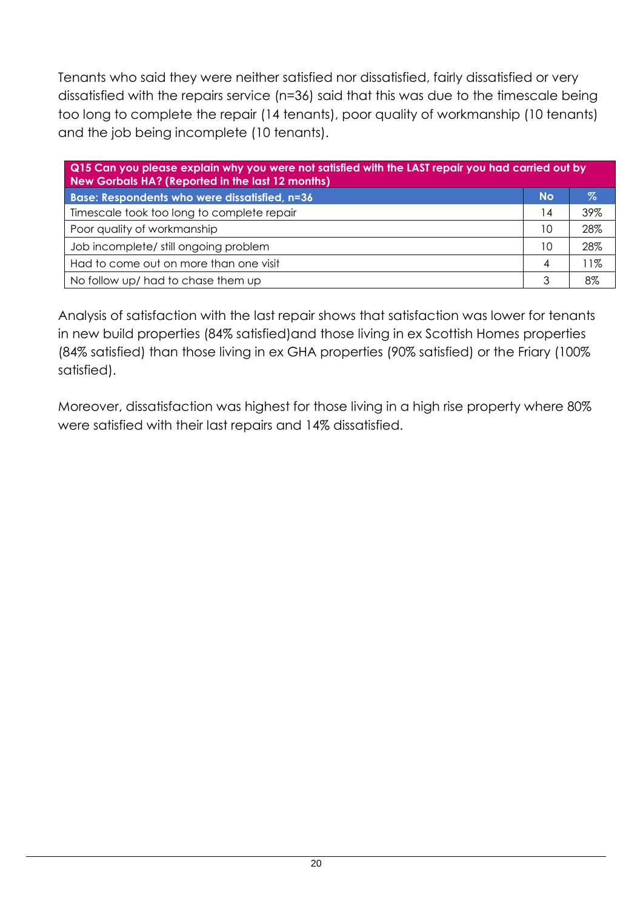Tenants who said they were neither satisfied nor dissatisfied, fairly dissatisfied or very dissatisfied with the repairs service (n=36) said that this was due to the timescale being too long to complete the repair (14 tenants), poor quality of workmanship (10 tenants) and the job being incomplete (10 tenants).

| **Q15 Can you please explain why you were not satisfied with the LAST repair you had carried out by New Gorbals HA? (Reported in the last 12 months)** | | |
|---|---|---|
| **Base: Respondents who were dissatisfied, n=36** | **No** | **%** |
| Timescale took too long to complete repair | 14 | 39% |
| Poor quality of workmanship | 10 | 28% |
| Job incomplete/ still ongoing problem | 10 | 28% |
| Had to come out on more than one visit | 4 | 11% |
| No follow up/ had to chase them up | 3 | 8% |

Analysis of satisfaction with the last repair shows that satisfaction was lower for tenants in new build properties (84% satisfied)and those living in ex Scottish Homes properties (84% satisfied) than those living in ex GHA properties (90% satisfied) or the Friary (100% satisfied).

Moreover, dissatisfaction was highest for those living in a high rise property where 80% were satisfied with their last repairs and 14% dissatisfied.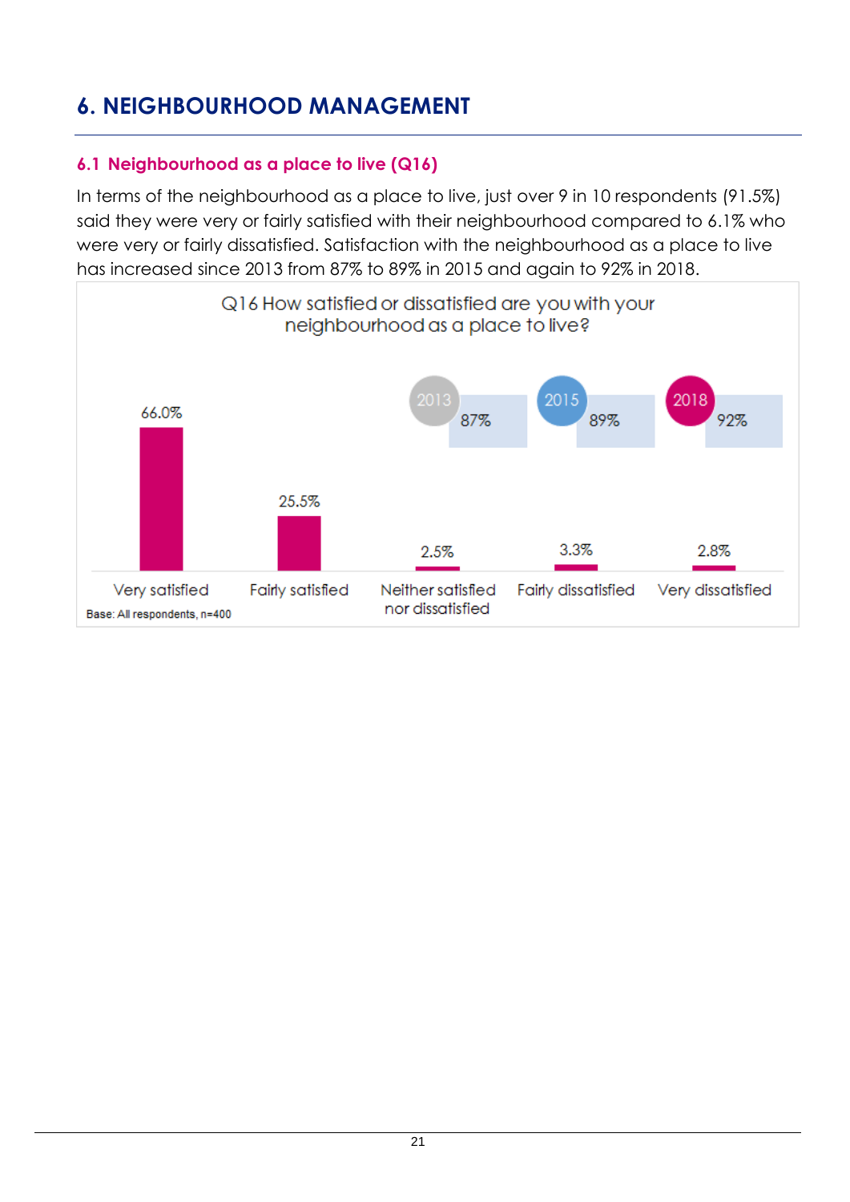# 6. NEIGHBOURHOOD MANAGEMENT

## 6.1 Neighbourhood as a place to live (Q16)

In terms of the neighbourhood as a place to live, just over 9 in 10 respondents (91.5%) said they were very or fairly satisfied with their neighbourhood compared to 6.1% who were very or fairly dissatisfied. Satisfaction with the neighbourhood as a place to live has increased since 2013 from 87% to 89% in 2015 and again to 92% in 2018.

Q16 How satisfied or dissatisfied are you with your neighbourhood as a place to live?

| Response | % |
|---|---|
| Very satisfied | 66.0% |
| Fairly satisfied | 25.5% |
| Neither satisfied nor dissatisfied | 2.5% |
| Fairly dissatisfied | 3.3% |
| Very dissatisfied | 2.8% |

| 2013 | 2015 | 2018 |
|---|---|---|
| 87% | 89% | 92% |

Base: All respondents, n=400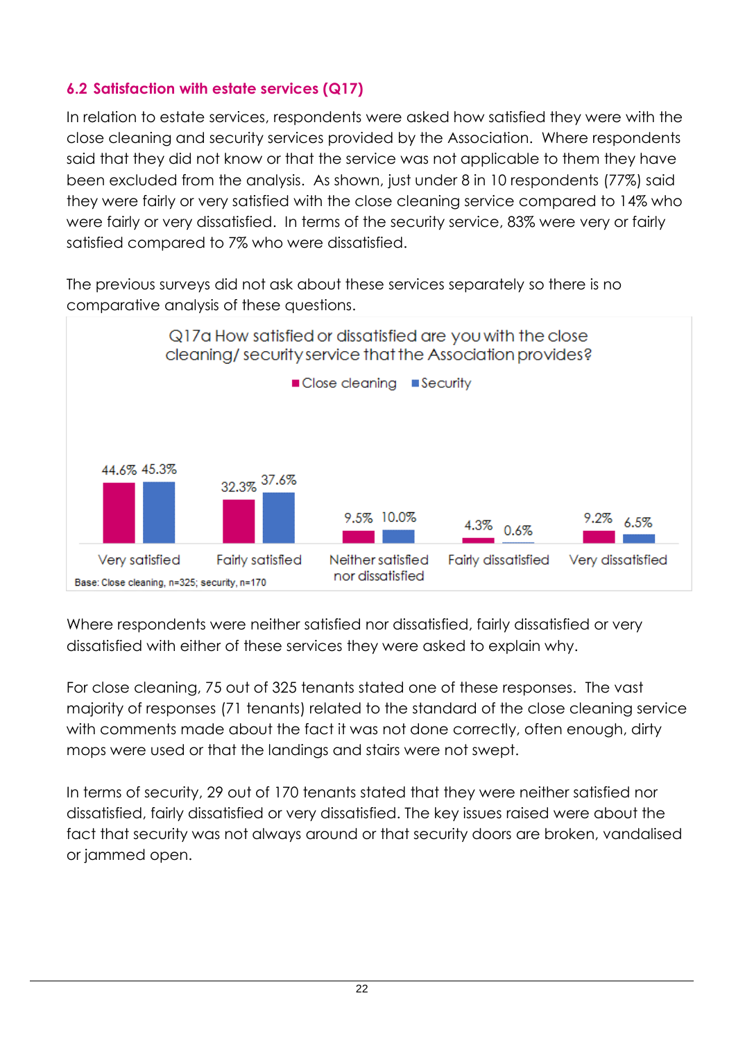### 6.2 Satisfaction with estate services (Q17)

In relation to estate services, respondents were asked how satisfied they were with the close cleaning and security services provided by the Association. Where respondents said that they did not know or that the service was not applicable to them they have been excluded from the analysis. As shown, just under 8 in 10 respondents (77%) said they were fairly or very satisfied with the close cleaning service compared to 14% who were fairly or very dissatisfied. In terms of the security service, 83% were very or fairly satisfied compared to 7% who were dissatisfied.

The previous surveys did not ask about these services separately so there is no comparative analysis of these questions.

Q17a How satisfied or dissatisfied are you with the close cleaning/ security service that the Association provides?

| | Close cleaning | Security |
|---|---|---|
| Very satisfied | 44.6% | 45.3% |
| Fairly satisfied | 32.3% | 37.6% |
| Neither satisfied nor dissatisfied | 9.5% | 10.0% |
| Fairly dissatisfied | 4.3% | 0.6% |
| Very dissatisfied | 9.2% | 6.5% |

Base: Close cleaning, n=325; security, n=170

Where respondents were neither satisfied nor dissatisfied, fairly dissatisfied or very dissatisfied with either of these services they were asked to explain why.

For close cleaning, 75 out of 325 tenants stated one of these responses. The vast majority of responses (71 tenants) related to the standard of the close cleaning service with comments made about the fact it was not done correctly, often enough, dirty mops were used or that the landings and stairs were not swept.

In terms of security, 29 out of 170 tenants stated that they were neither satisfied nor dissatisfied, fairly dissatisfied or very dissatisfied. The key issues raised were about the fact that security was not always around or that security doors are broken, vandalised or jammed open.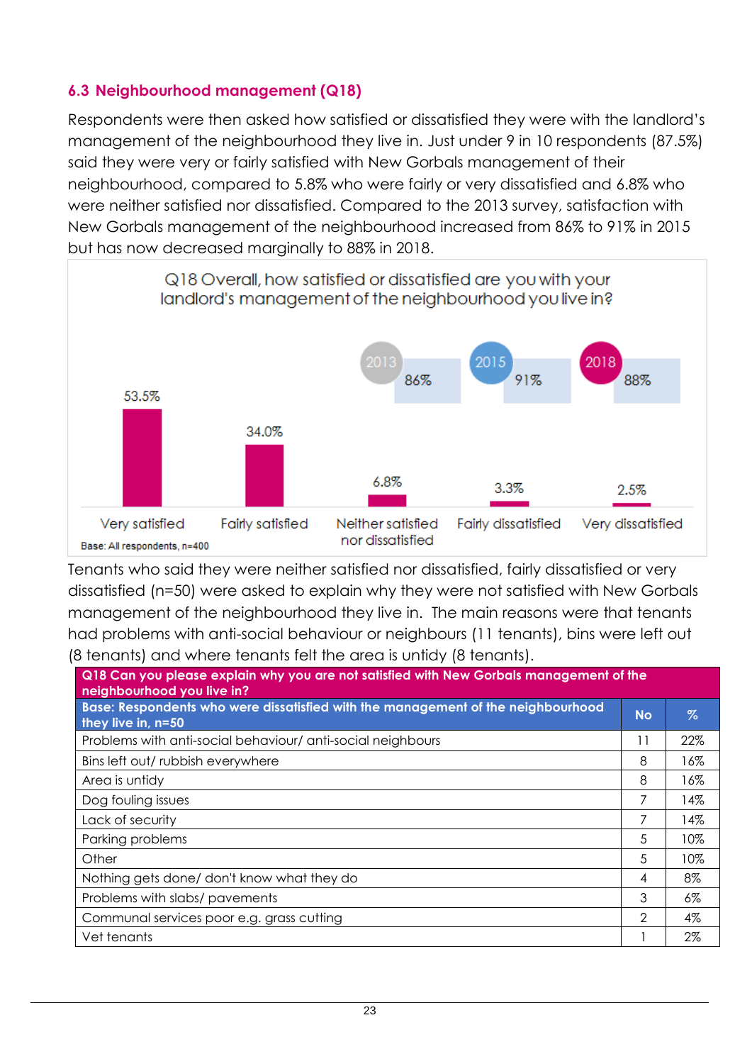### 6.3 Neighbourhood management (Q18)

Respondents were then asked how satisfied or dissatisfied they were with the landlord's management of the neighbourhood they live in. Just under 9 in 10 respondents (87.5%) said they were very or fairly satisfied with New Gorbals management of their neighbourhood, compared to 5.8% who were fairly or very dissatisfied and 6.8% who were neither satisfied nor dissatisfied. Compared to the 2013 survey, satisfaction with New Gorbals management of the neighbourhood increased from 86% to 91% in 2015 but has now decreased marginally to 88% in 2018.

Q18 Overall, how satisfied or dissatisfied are you with your landlord's management of the neighbourhood you live in?

| Response | % |
|---|---|
| Very satisfied | 53.5% |
| Fairly satisfied | 34.0% |
| Neither satisfied nor dissatisfied | 6.8% |
| Fairly dissatisfied | 3.3% |
| Very dissatisfied | 2.5% |

| Year | Satisfied |
|---|---|
| 2013 | 86% |
| 2015 | 91% |
| 2018 | 88% |

Base: All respondents, n=400

Tenants who said they were neither satisfied nor dissatisfied, fairly dissatisfied or very dissatisfied (n=50) were asked to explain why they were not satisfied with New Gorbals management of the neighbourhood they live in. The main reasons were that tenants had problems with anti-social behaviour or neighbours (11 tenants), bins were left out (8 tenants) and where tenants felt the area is untidy (8 tenants).

| Q18 Can you please explain why you are not satisfied with New Gorbals management of the neighbourhood you live in? | | |
|---|---|---|
| **Base: Respondents who were dissatisfied with the management of the neighbourhood they live in, n=50** | **No** | **%** |
| Problems with anti-social behaviour/ anti-social neighbours | 11 | 22% |
| Bins left out/ rubbish everywhere | 8 | 16% |
| Area is untidy | 8 | 16% |
| Dog fouling issues | 7 | 14% |
| Lack of security | 7 | 14% |
| Parking problems | 5 | 10% |
| Other | 5 | 10% |
| Nothing gets done/ don't know what they do | 4 | 8% |
| Problems with slabs/ pavements | 3 | 6% |
| Communal services poor e.g. grass cutting | 2 | 4% |
| Vet tenants | 1 | 2% |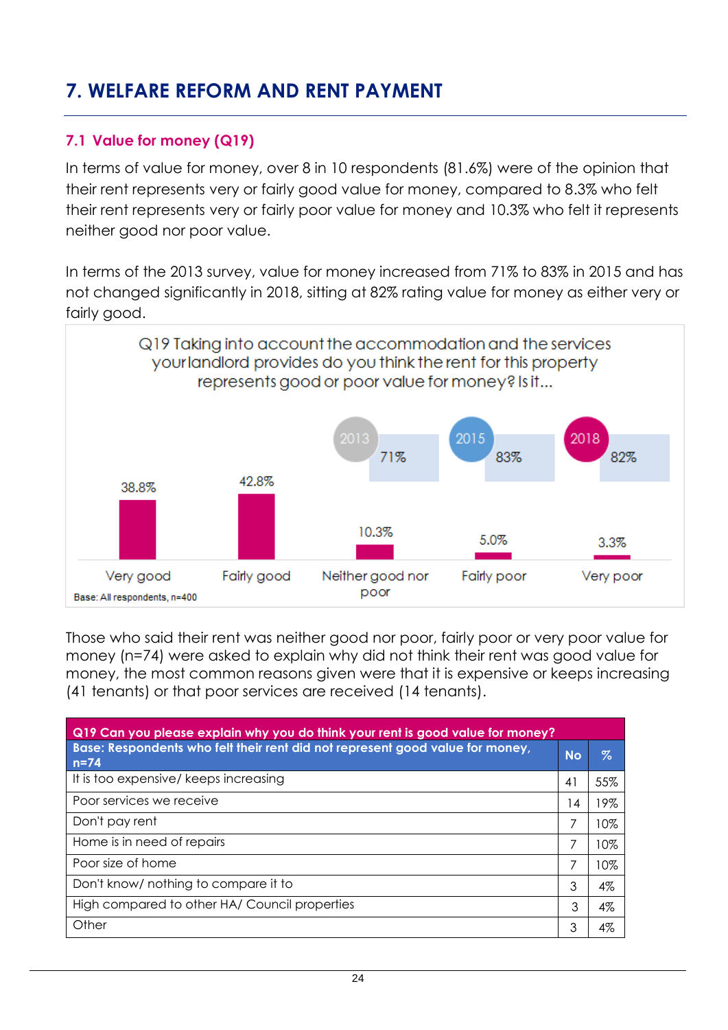# 7. WELFARE REFORM AND RENT PAYMENT

## 7.1 Value for money (Q19)

In terms of value for money, over 8 in 10 respondents (81.6%) were of the opinion that their rent represents very or fairly good value for money, compared to 8.3% who felt their rent represents very or fairly poor value for money and 10.3% who felt it represents neither good nor poor value.

In terms of the 2013 survey, value for money increased from 71% to 83% in 2015 and has not changed significantly in 2018, sitting at 82% rating value for money as either very or fairly good.

Q19 Taking into account the accommodation and the services your landlord provides do you think the rent for this property represents good or poor value for money? Is it...

| Very good | Fairly good | Neither good nor poor | Fairly poor | Very poor |
|---|---|---|---|---|
| 38.8% | 42.8% | 10.3% | 5.0% | 3.3% |

| 2013 | 2015 | 2018 |
|---|---|---|
| 71% | 83% | 82% |

Base: All respondents, n=400

Those who said their rent was neither good nor poor, fairly poor or very poor value for money (n=74) were asked to explain why did not think their rent was good value for money, the most common reasons given were that it is expensive or keeps increasing (41 tenants) or that poor services are received (14 tenants).

| Q19 Can you please explain why you do think your rent is good value for money? Base: Respondents who felt their rent did not represent good value for money, n=74 | No | % |
|---|---|---|
| It is too expensive/ keeps increasing | 41 | 55% |
| Poor services we receive | 14 | 19% |
| Don't pay rent | 7 | 10% |
| Home is in need of repairs | 7 | 10% |
| Poor size of home | 7 | 10% |
| Don't know/ nothing to compare it to | 3 | 4% |
| High compared to other HA/ Council properties | 3 | 4% |
| Other | 3 | 4% |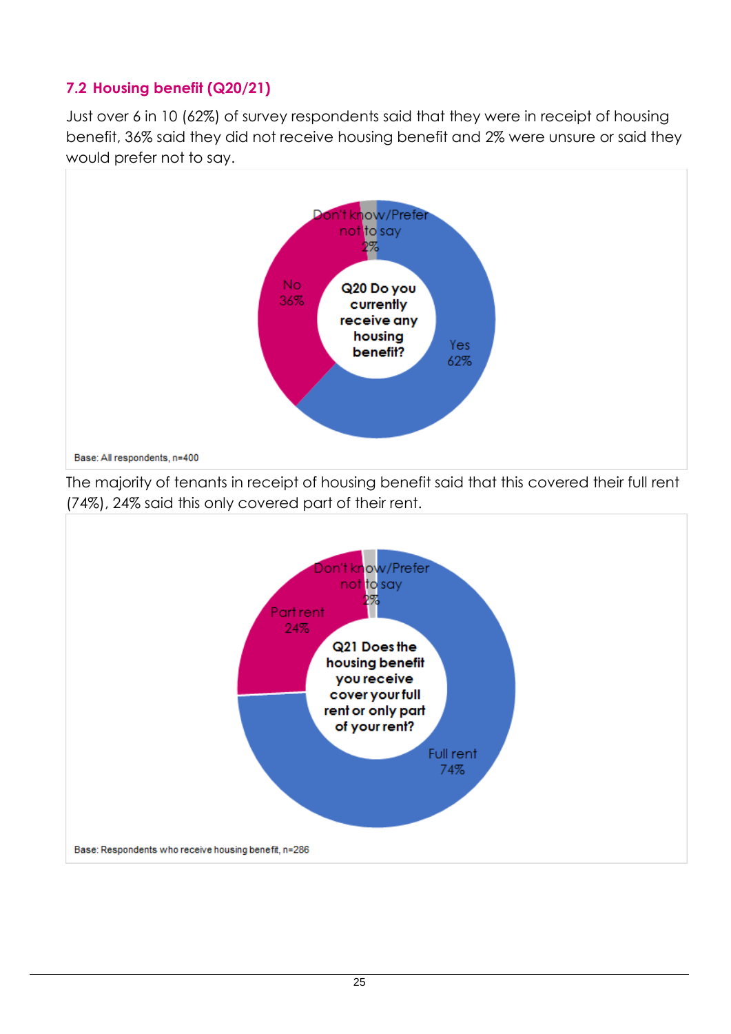## 7.2 Housing benefit (Q20/21)

Just over 6 in 10 (62%) of survey respondents said that they were in receipt of housing benefit, 36% said they did not receive housing benefit and 2% were unsure or said they would prefer not to say.

Q20 Do you currently receive any housing benefit?

- Yes 62%
- No 36%
- Don't know/Prefer not to say 2%

Base: All respondents, n=400

The majority of tenants in receipt of housing benefit said that this covered their full rent (74%), 24% said this only covered part of their rent.

Q21 Does the housing benefit you receive cover your full rent or only part of your rent?

- Full rent 74%
- Part rent 24%
- Don't know/Prefer not to say 2%

Base: Respondents who receive housing benefit, n=286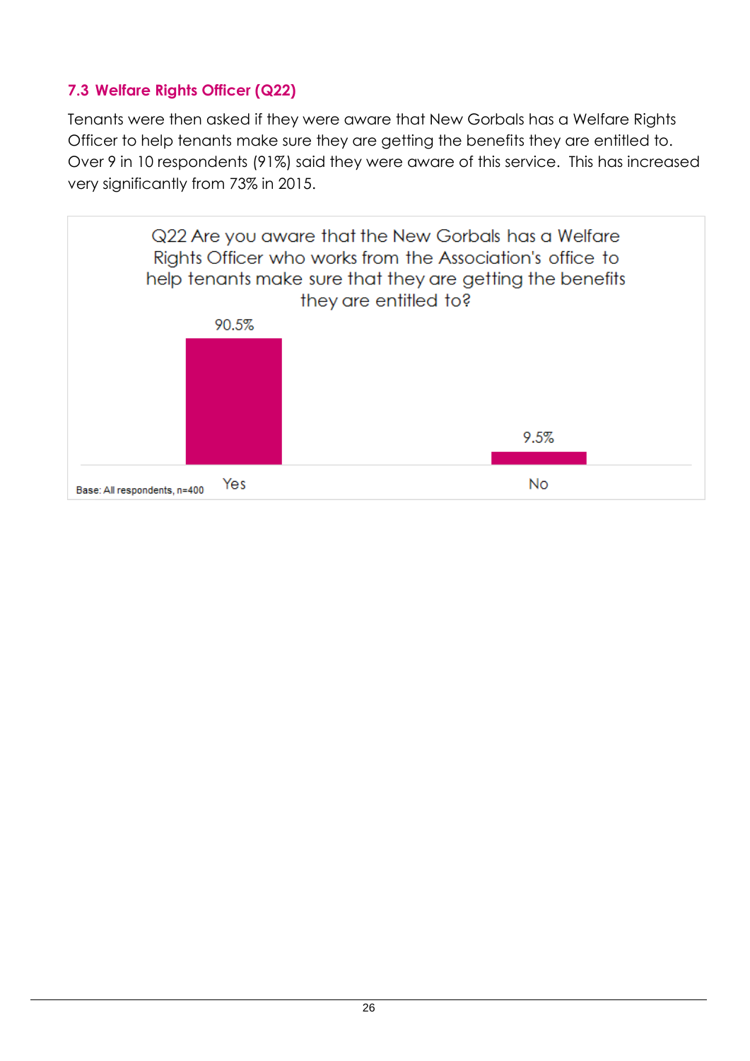### 7.3 Welfare Rights Officer (Q22)

Tenants were then asked if they were aware that New Gorbals has a Welfare Rights Officer to help tenants make sure they are getting the benefits they are entitled to. Over 9 in 10 respondents (91%) said they were aware of this service. This has increased very significantly from 73% in 2015.

**Q22 Are you aware that the New Gorbals has a Welfare Rights Officer who works from the Association's office to help tenants make sure that they are getting the benefits they are entitled to?**

| Response | % |
|---|---|
| Yes | 90.5% |
| No | 9.5% |

Base: All respondents, n=400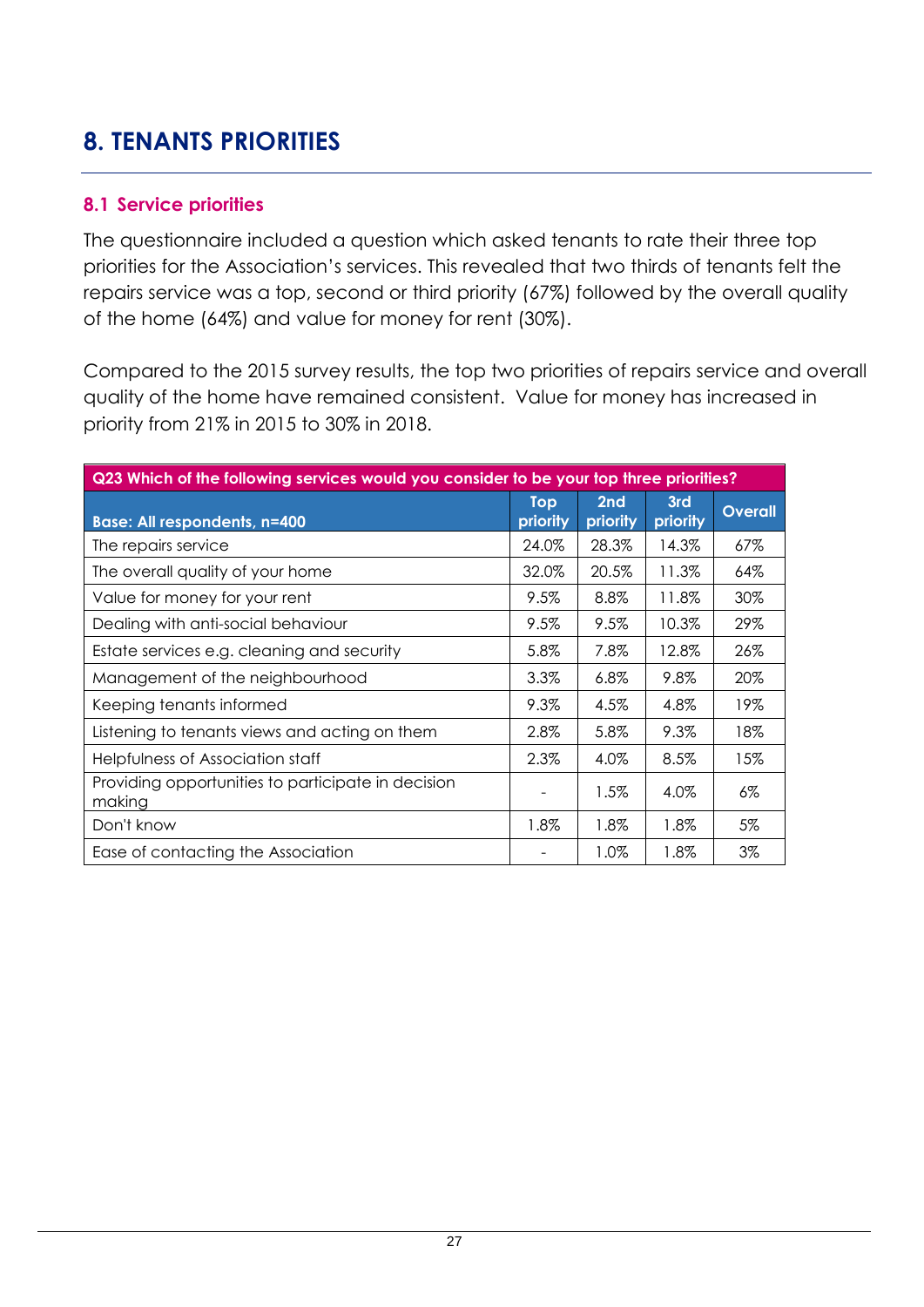# 8. TENANTS PRIORITIES

## 8.1 Service priorities

The questionnaire included a question which asked tenants to rate their three top priorities for the Association's services. This revealed that two thirds of tenants felt the repairs service was a top, second or third priority (67%) followed by the overall quality of the home (64%) and value for money for rent (30%).

Compared to the 2015 survey results, the top two priorities of repairs service and overall quality of the home have remained consistent. Value for money has increased in priority from 21% in 2015 to 30% in 2018.

| Q23 Which of the following services would you consider to be your top three priorities? | | | | |
|---|---|---|---|---|
| **Base: All respondents, n=400** | **Top priority** | **2nd priority** | **3rd priority** | **Overall** |
| The repairs service | 24.0% | 28.3% | 14.3% | 67% |
| The overall quality of your home | 32.0% | 20.5% | 11.3% | 64% |
| Value for money for your rent | 9.5% | 8.8% | 11.8% | 30% |
| Dealing with anti-social behaviour | 9.5% | 9.5% | 10.3% | 29% |
| Estate services e.g. cleaning and security | 5.8% | 7.8% | 12.8% | 26% |
| Management of the neighbourhood | 3.3% | 6.8% | 9.8% | 20% |
| Keeping tenants informed | 9.3% | 4.5% | 4.8% | 19% |
| Listening to tenants views and acting on them | 2.8% | 5.8% | 9.3% | 18% |
| Helpfulness of Association staff | 2.3% | 4.0% | 8.5% | 15% |
| Providing opportunities to participate in decision making | - | 1.5% | 4.0% | 6% |
| Don't know | 1.8% | 1.8% | 1.8% | 5% |
| Ease of contacting the Association | - | 1.0% | 1.8% | 3% |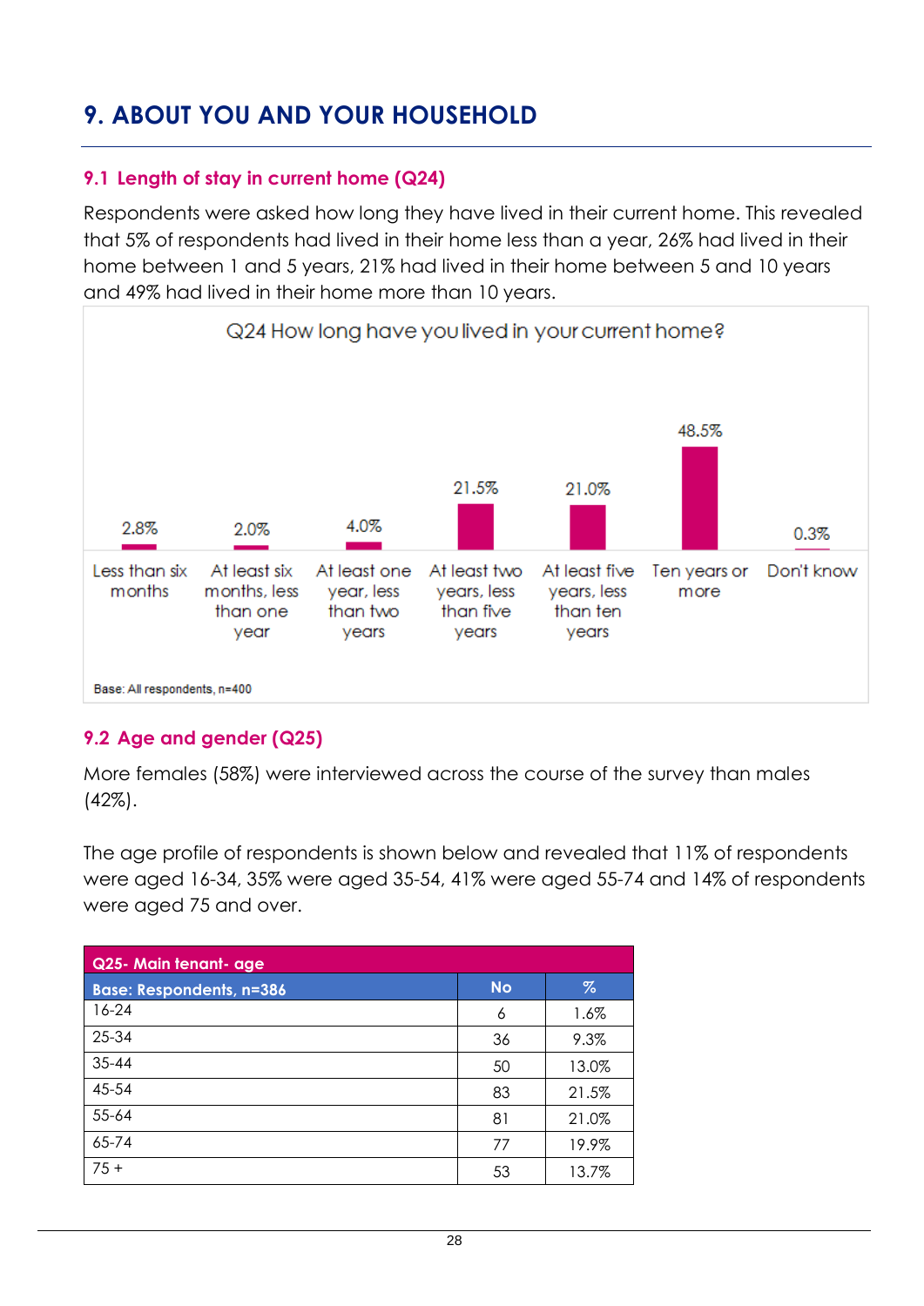# 9. ABOUT YOU AND YOUR HOUSEHOLD

## 9.1 Length of stay in current home (Q24)

Respondents were asked how long they have lived in their current home. This revealed that 5% of respondents had lived in their home less than a year, 26% had lived in their home between 1 and 5 years, 21% had lived in their home between 5 and 10 years and 49% had lived in their home more than 10 years.

Q24 How long have you lived in your current home?

| Less than six months | At least six months, less than one year | At least one year, less than two years | At least two years, less than five years | At least five years, less than ten years | Ten years or more | Don't know |
|---|---|---|---|---|---|---|
| 2.8% | 2.0% | 4.0% | 21.5% | 21.0% | 48.5% | 0.3% |

Base: All respondents, n=400

## 9.2 Age and gender (Q25)

More females (58%) were interviewed across the course of the survey than males (42%).

The age profile of respondents is shown below and revealed that 11% of respondents were aged 16-34, 35% were aged 35-54, 41% were aged 55-74 and 14% of respondents were aged 75 and over.

| Q25- Main tenant- age<br>Base: Respondents, n=386 | No | % |
|---|---|---|
| 16-24 | 6 | 1.6% |
| 25-34 | 36 | 9.3% |
| 35-44 | 50 | 13.0% |
| 45-54 | 83 | 21.5% |
| 55-64 | 81 | 21.0% |
| 65-74 | 77 | 19.9% |
| 75 + | 53 | 13.7% |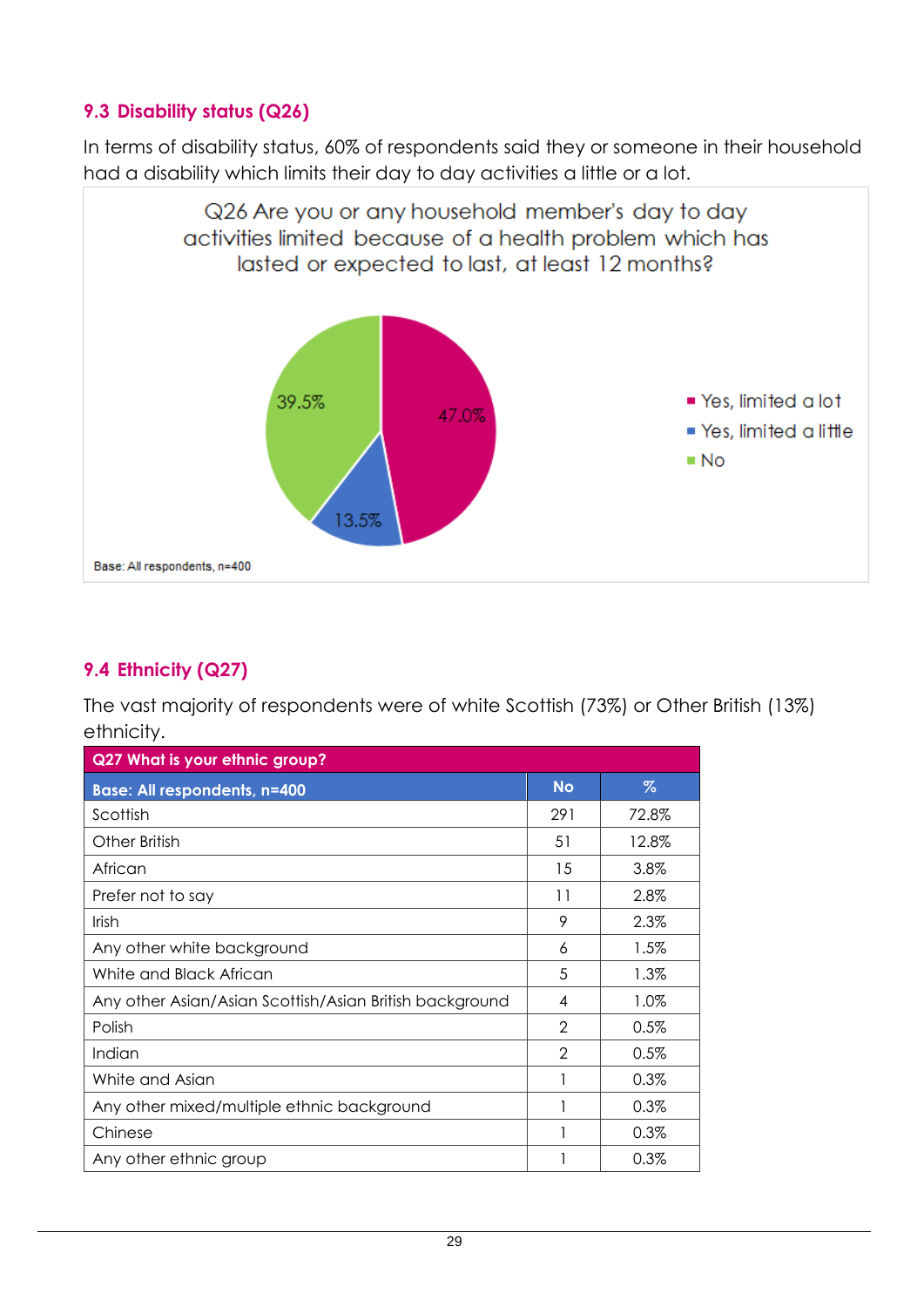## 9.3 Disability status (Q26)

In terms of disability status, 60% of respondents said they or someone in their household had a disability which limits their day to day activities a little or a lot.

Q26 Are you or any household member's day to day activities limited because of a health problem which has lasted or expected to last, at least 12 months?

- Yes, limited a lot: 47.0%
- Yes, limited a little: 13.5%
- No: 39.5%

Base: All respondents, n=400

## 9.4 Ethnicity (Q27)

The vast majority of respondents were of white Scottish (73%) or Other British (13%) ethnicity.

| Q27 What is your ethnic group? Base: All respondents, n=400 | No | % |
|---|---|---|
| Scottish | 291 | 72.8% |
| Other British | 51 | 12.8% |
| African | 15 | 3.8% |
| Prefer not to say | 11 | 2.8% |
| Irish | 9 | 2.3% |
| Any other white background | 6 | 1.5% |
| White and Black African | 5 | 1.3% |
| Any other Asian/Asian Scottish/Asian British background | 4 | 1.0% |
| Polish | 2 | 0.5% |
| Indian | 2 | 0.5% |
| White and Asian | 1 | 0.3% |
| Any other mixed/multiple ethnic background | 1 | 0.3% |
| Chinese | 1 | 0.3% |
| Any other ethnic group | 1 | 0.3% |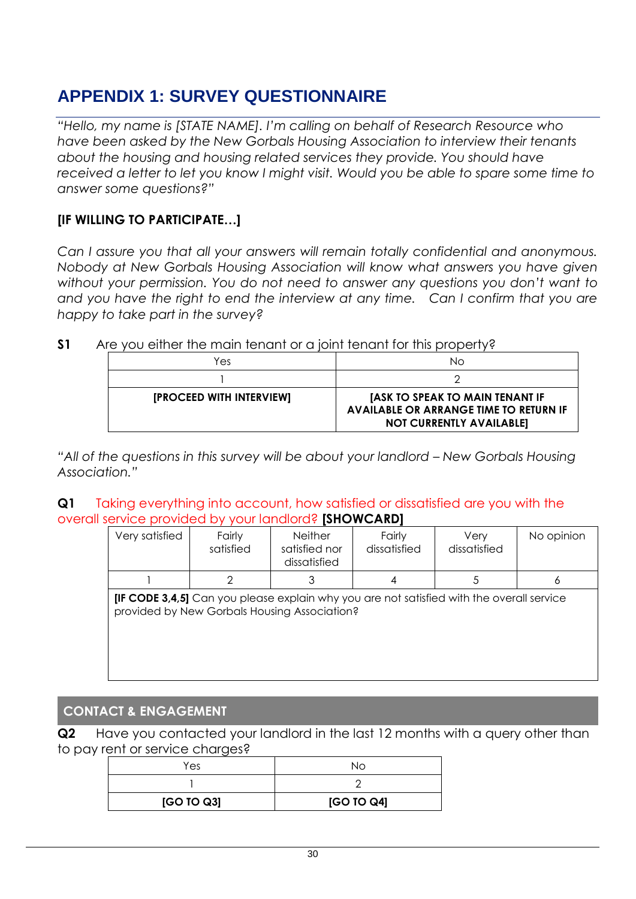# APPENDIX 1: SURVEY QUESTIONNAIRE

*"Hello, my name is [STATE NAME]. I'm calling on behalf of Research Resource who have been asked by the New Gorbals Housing Association to interview their tenants about the housing and housing related services they provide. You should have received a letter to let you know I might visit. Would you be able to spare some time to answer some questions?"*

**[IF WILLING TO PARTICIPATE…]**

*Can I assure you that all your answers will remain totally confidential and anonymous. Nobody at New Gorbals Housing Association will know what answers you have given without your permission. You do not need to answer any questions you don't want to and you have the right to end the interview at any time. Can I confirm that you are happy to take part in the survey?*

**S1** Are you either the main tenant or a joint tenant for this property?

| Yes | No |
|---|---|
| 1 | 2 |
| **[PROCEED WITH INTERVIEW]** | **[ASK TO SPEAK TO MAIN TENANT IF AVAILABLE OR ARRANGE TIME TO RETURN IF NOT CURRENTLY AVAILABLE]** |

*"All of the questions in this survey will be about your landlord – New Gorbals Housing Association."*

**Q1** Taking everything into account, how satisfied or dissatisfied are you with the overall service provided by your landlord? **[SHOWCARD]**

| Very satisfied | Fairly satisfied | Neither satisfied nor dissatisfied | Fairly dissatisfied | Very dissatisfied | No opinion |
|---|---|---|---|---|---|
| 1 | 2 | 3 | 4 | 5 | 6 |
| **[IF CODE 3,4,5]** Can you please explain why you are not satisfied with the overall service provided by New Gorbals Housing Association? | | | | | |

## CONTACT & ENGAGEMENT

**Q2** Have you contacted your landlord in the last 12 months with a query other than to pay rent or service charges?

| Yes | No |
|---|---|
| 1 | 2 |
| **[GO TO Q3]** | **[GO TO Q4]** |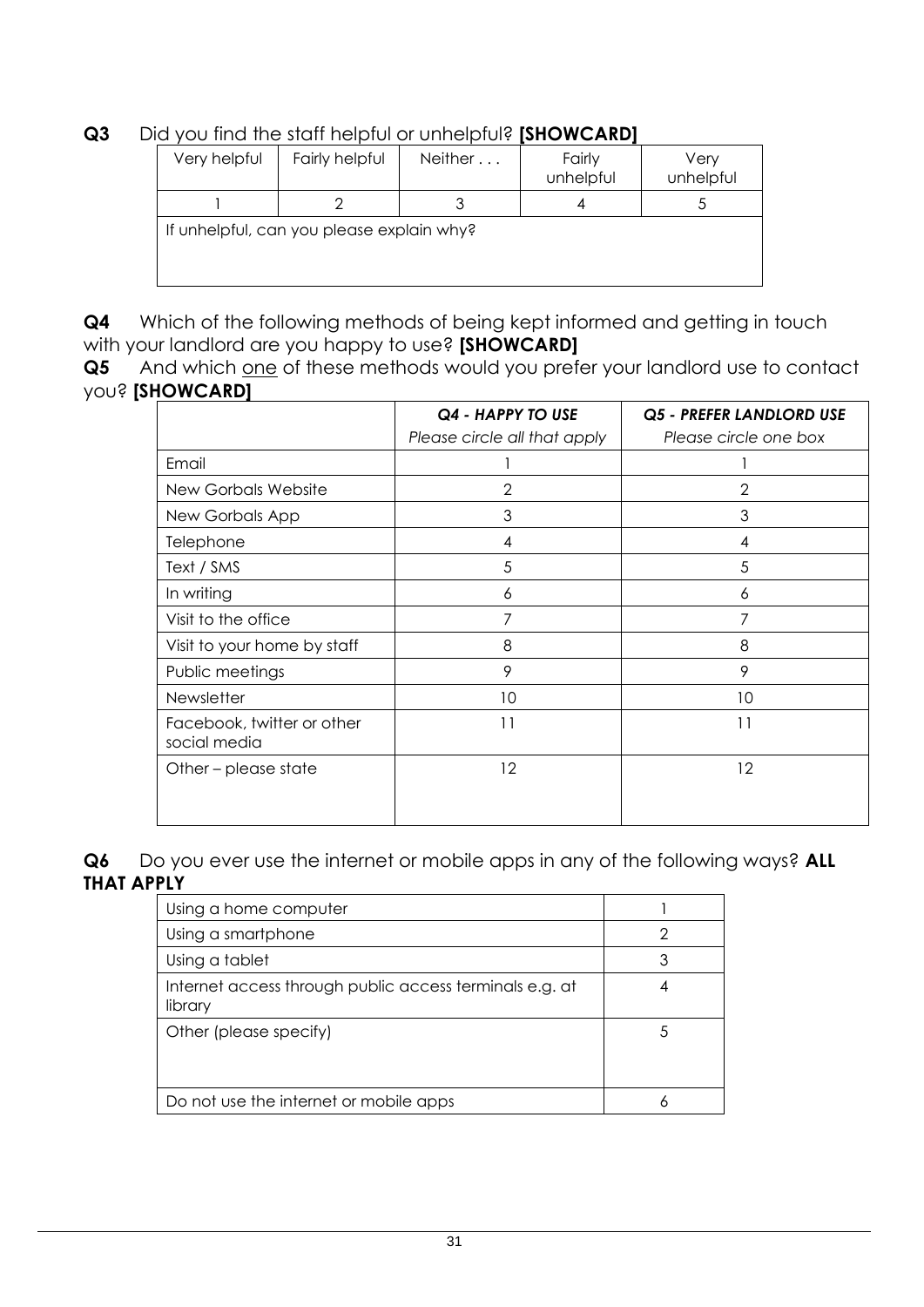**Q3** Did you find the staff helpful or unhelpful? **[SHOWCARD]**

| Very helpful | Fairly helpful | Neither . . . | Fairly unhelpful | Very unhelpful |
|---|---|---|---|---|
| 1 | 2 | 3 | 4 | 5 |
| If unhelpful, can you please explain why? | | | | |

**Q4** Which of the following methods of being kept informed and getting in touch with your landlord are you happy to use? **[SHOWCARD]**

**Q5** And which <u>one</u> of these methods would you prefer your landlord use to contact you? **[SHOWCARD]**

| | ***Q4 - HAPPY TO USE*** *Please circle all that apply* | ***Q5 - PREFER LANDLORD USE*** *Please circle one box* |
|---|---|---|
| Email | 1 | 1 |
| New Gorbals Website | 2 | 2 |
| New Gorbals App | 3 | 3 |
| Telephone | 4 | 4 |
| Text / SMS | 5 | 5 |
| In writing | 6 | 6 |
| Visit to the office | 7 | 7 |
| Visit to your home by staff | 8 | 8 |
| Public meetings | 9 | 9 |
| Newsletter | 10 | 10 |
| Facebook, twitter or other social media | 11 | 11 |
| Other – please state | 12 | 12 |

**Q6** Do you ever use the internet or mobile apps in any of the following ways? **ALL THAT APPLY**

| | |
|---|---|
| Using a home computer | 1 |
| Using a smartphone | 2 |
| Using a tablet | 3 |
| Internet access through public access terminals e.g. at library | 4 |
| Other (please specify) | 5 |
| Do not use the internet or mobile apps | 6 |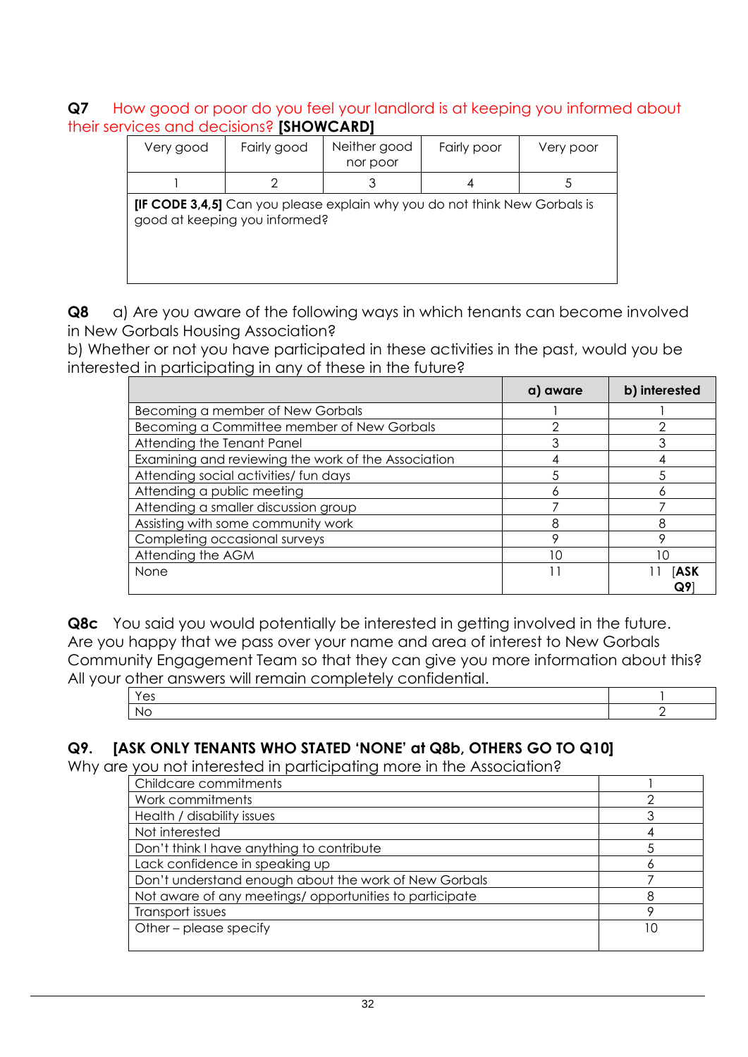**Q7** How good or poor do you feel your landlord is at keeping you informed about their services and decisions? **[SHOWCARD]**

| Very good | Fairly good | Neither good nor poor | Fairly poor | Very poor |
|---|---|---|---|---|
| 1 | 2 | 3 | 4 | 5 |
| **[IF CODE 3,4,5]** Can you please explain why you do not think New Gorbals is good at keeping you informed? | | | | |

**Q8** a) Are you aware of the following ways in which tenants can become involved in New Gorbals Housing Association?
b) Whether or not you have participated in these activities in the past, would you be interested in participating in any of these in the future?

| | a) aware | b) interested |
|---|---|---|
| Becoming a member of New Gorbals | 1 | 1 |
| Becoming a Committee member of New Gorbals | 2 | 2 |
| Attending the Tenant Panel | 3 | 3 |
| Examining and reviewing the work of the Association | 4 | 4 |
| Attending social activities/ fun days | 5 | 5 |
| Attending a public meeting | 6 | 6 |
| Attending a smaller discussion group | 7 | 7 |
| Assisting with some community work | 8 | 8 |
| Completing occasional surveys | 9 | 9 |
| Attending the AGM | 10 | 10 |
| None | 11 | 11 [**ASK Q9**] |

**Q8c** You said you would potentially be interested in getting involved in the future. Are you happy that we pass over your name and area of interest to New Gorbals Community Engagement Team so that they can give you more information about this? All your other answers will remain completely confidential.

| | |
|---|---|
| Yes | 1 |
| No | 2 |

**Q9. [ASK ONLY TENANTS WHO STATED 'NONE' at Q8b, OTHERS GO TO Q10]**
Why are you not interested in participating more in the Association?

| | |
|---|---|
| Childcare commitments | 1 |
| Work commitments | 2 |
| Health / disability issues | 3 |
| Not interested | 4 |
| Don't think I have anything to contribute | 5 |
| Lack confidence in speaking up | 6 |
| Don't understand enough about the work of New Gorbals | 7 |
| Not aware of any meetings/ opportunities to participate | 8 |
| Transport issues | 9 |
| Other – please specify | 10 |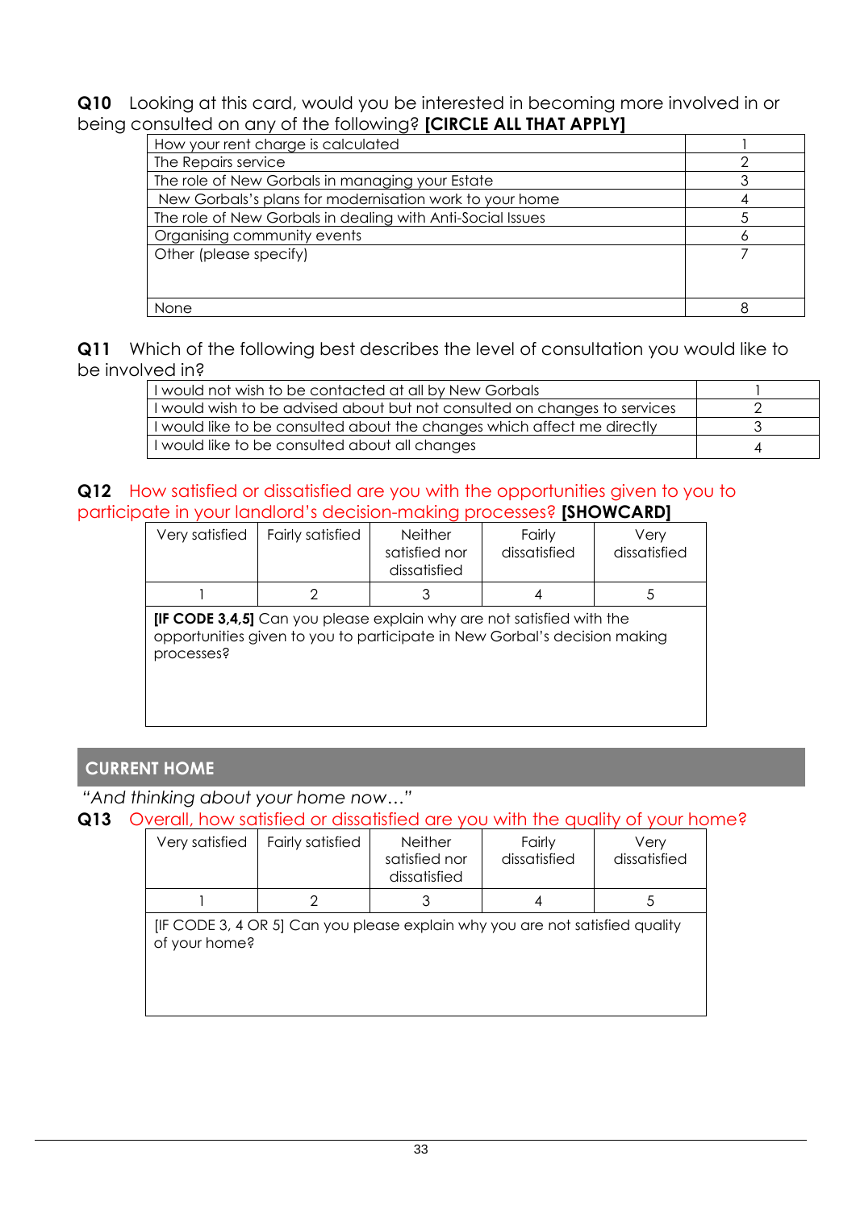**Q10** Looking at this card, would you be interested in becoming more involved in or being consulted on any of the following? **[CIRCLE ALL THAT APPLY]**

| | |
|---|---|
| How your rent charge is calculated | 1 |
| The Repairs service | 2 |
| The role of New Gorbals in managing your Estate | 3 |
| New Gorbals's plans for modernisation work to your home | 4 |
| The role of New Gorbals in dealing with Anti-Social Issues | 5 |
| Organising community events | 6 |
| Other (please specify) | 7 |
| None | 8 |

**Q11** Which of the following best describes the level of consultation you would like to be involved in?

| | |
|---|---|
| I would not wish to be contacted at all by New Gorbals | 1 |
| I would wish to be advised about but not consulted on changes to services | 2 |
| I would like to be consulted about the changes which affect me directly | 3 |
| I would like to be consulted about all changes | 4 |

**Q12** How satisfied or dissatisfied are you with the opportunities given to you to participate in your landlord's decision-making processes? **[SHOWCARD]**

| Very satisfied | Fairly satisfied | Neither satisfied nor dissatisfied | Fairly dissatisfied | Very dissatisfied |
|---|---|---|---|---|
| 1 | 2 | 3 | 4 | 5 |

**[IF CODE 3,4,5]** Can you please explain why are not satisfied with the opportunities given to you to participate in New Gorbal's decision making processes?

## CURRENT HOME

*"And thinking about your home now…"*

**Q13** Overall, how satisfied or dissatisfied are you with the quality of your home?

| Very satisfied | Fairly satisfied | Neither satisfied nor dissatisfied | Fairly dissatisfied | Very dissatisfied |
|---|---|---|---|---|
| 1 | 2 | 3 | 4 | 5 |

[IF CODE 3, 4 OR 5] Can you please explain why you are not satisfied quality of your home?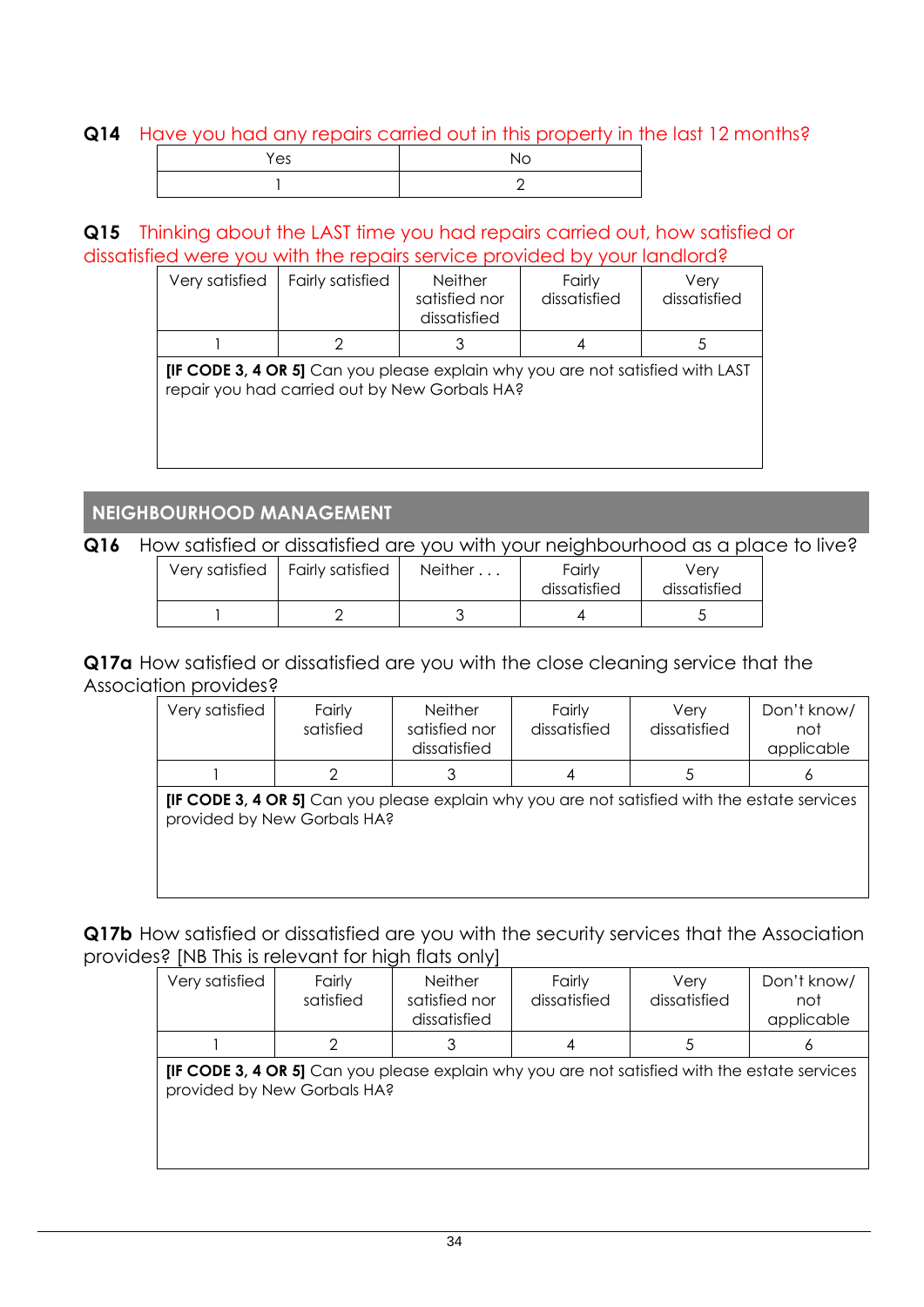**Q14** Have you had any repairs carried out in this property in the last 12 months?

| Yes | No |
|---|---|
| 1 | 2 |

**Q15** Thinking about the LAST time you had repairs carried out, how satisfied or dissatisfied were you with the repairs service provided by your landlord?

| Very satisfied | Fairly satisfied | Neither satisfied nor dissatisfied | Fairly dissatisfied | Very dissatisfied |
|---|---|---|---|---|
| 1 | 2 | 3 | 4 | 5 |
| **[IF CODE 3, 4 OR 5]** Can you please explain why you are not satisfied with LAST repair you had carried out by New Gorbals HA? | | | | |

## NEIGHBOURHOOD MANAGEMENT

**Q16** How satisfied or dissatisfied are you with your neighbourhood as a place to live?

| Very satisfied | Fairly satisfied | Neither . . . | Fairly dissatisfied | Very dissatisfied |
|---|---|---|---|---|
| 1 | 2 | 3 | 4 | 5 |

**Q17a** How satisfied or dissatisfied are you with the close cleaning service that the Association provides?

| Very satisfied | Fairly satisfied | Neither satisfied nor dissatisfied | Fairly dissatisfied | Very dissatisfied | Don't know/ not applicable |
|---|---|---|---|---|---|
| 1 | 2 | 3 | 4 | 5 | 6 |
| **[IF CODE 3, 4 OR 5]** Can you please explain why you are not satisfied with the estate services provided by New Gorbals HA? | | | | | |

**Q17b** How satisfied or dissatisfied are you with the security services that the Association provides? [NB This is relevant for high flats only]

| Very satisfied | Fairly satisfied | Neither satisfied nor dissatisfied | Fairly dissatisfied | Very dissatisfied | Don't know/ not applicable |
|---|---|---|---|---|---|
| 1 | 2 | 3 | 4 | 5 | 6 |
| **[IF CODE 3, 4 OR 5]** Can you please explain why you are not satisfied with the estate services provided by New Gorbals HA? | | | | | |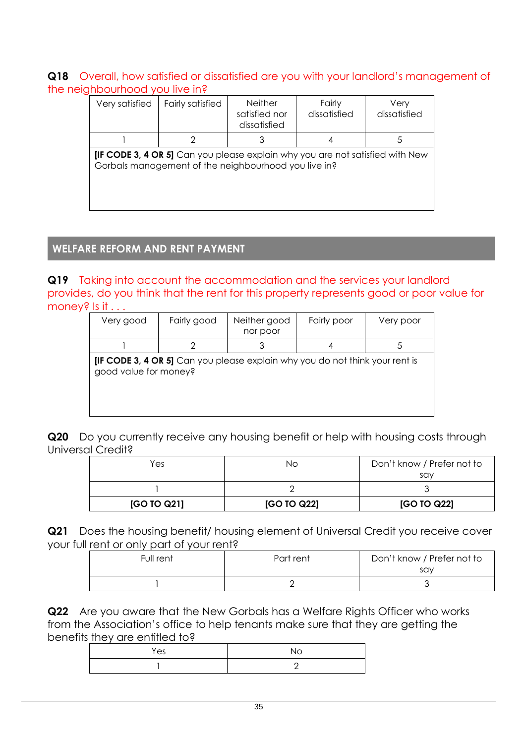**Q18** Overall, how satisfied or dissatisfied are you with your landlord's management of the neighbourhood you live in?

| Very satisfied | Fairly satisfied | Neither satisfied nor dissatisfied | Fairly dissatisfied | Very dissatisfied |
|---|---|---|---|---|
| 1 | 2 | 3 | 4 | 5 |
| **[IF CODE 3, 4 OR 5]** Can you please explain why you are not satisfied with New Gorbals management of the neighbourhood you live in? | | | | |

## WELFARE REFORM AND RENT PAYMENT

**Q19** Taking into account the accommodation and the services your landlord provides, do you think that the rent for this property represents good or poor value for money? Is it . . .

| Very good | Fairly good | Neither good nor poor | Fairly poor | Very poor |
|---|---|---|---|---|
| 1 | 2 | 3 | 4 | 5 |
| **[IF CODE 3, 4 OR 5]** Can you please explain why you do not think your rent is good value for money? | | | | |

**Q20** Do you currently receive any housing benefit or help with housing costs through Universal Credit?

| Yes | No | Don't know / Prefer not to say |
|---|---|---|
| 1 | 2 | 3 |
| **[GO TO Q21]** | **[GO TO Q22]** | **[GO TO Q22]** |

**Q21** Does the housing benefit/ housing element of Universal Credit you receive cover your full rent or only part of your rent?

| Full rent | Part rent | Don't know / Prefer not to say |
|---|---|---|
| 1 | 2 | 3 |

**Q22** Are you aware that the New Gorbals has a Welfare Rights Officer who works from the Association's office to help tenants make sure that they are getting the benefits they are entitled to?

| Yes | No |
|---|---|
| 1 | 2 |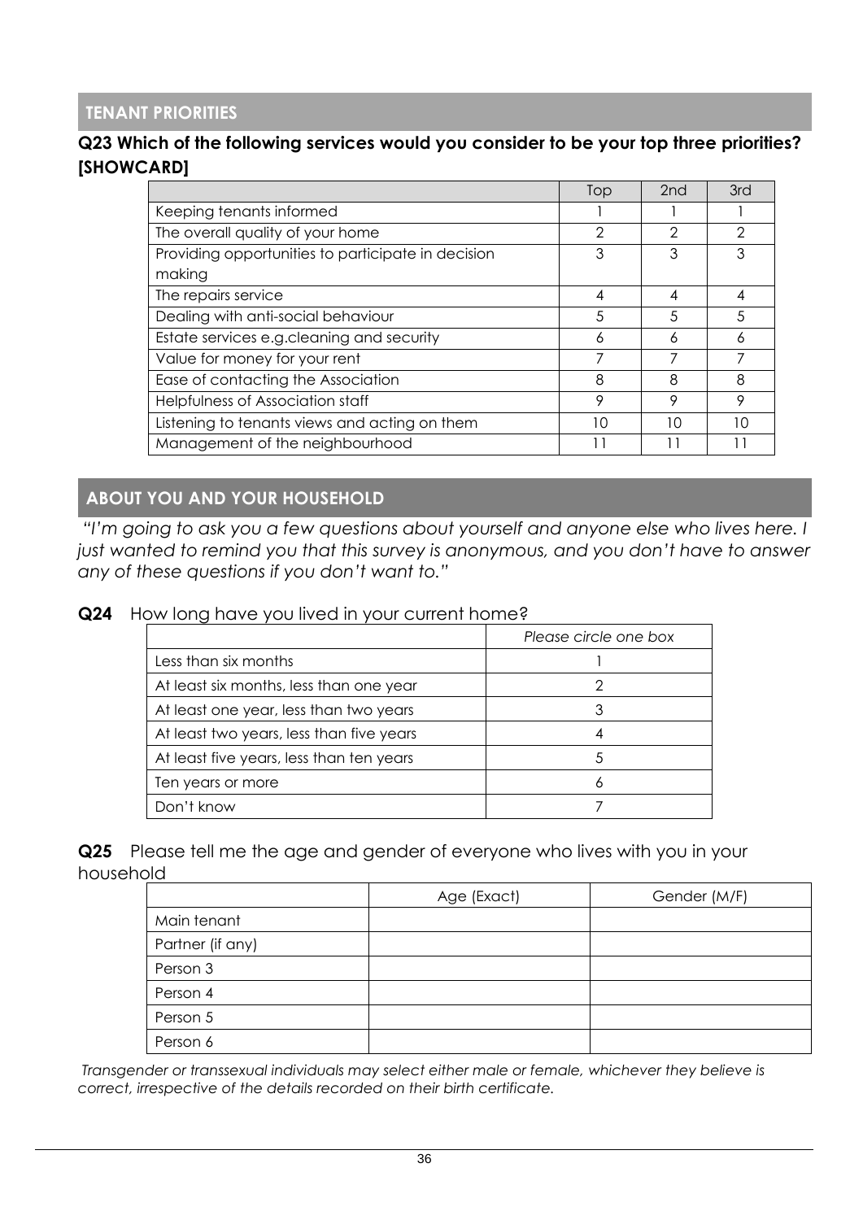## TENANT PRIORITIES

**Q23 Which of the following services would you consider to be your top three priorities? [SHOWCARD]**

| | Top | 2nd | 3rd |
|---|---|---|---|
| Keeping tenants informed | 1 | 1 | 1 |
| The overall quality of your home | 2 | 2 | 2 |
| Providing opportunities to participate in decision making | 3 | 3 | 3 |
| The repairs service | 4 | 4 | 4 |
| Dealing with anti-social behaviour | 5 | 5 | 5 |
| Estate services e.g.cleaning and security | 6 | 6 | 6 |
| Value for money for your rent | 7 | 7 | 7 |
| Ease of contacting the Association | 8 | 8 | 8 |
| Helpfulness of Association staff | 9 | 9 | 9 |
| Listening to tenants views and acting on them | 10 | 10 | 10 |
| Management of the neighbourhood | 11 | 11 | 11 |

## ABOUT YOU AND YOUR HOUSEHOLD

*"I'm going to ask you a few questions about yourself and anyone else who lives here. I just wanted to remind you that this survey is anonymous, and you don't have to answer any of these questions if you don't want to."*

**Q24** How long have you lived in your current home?

| | *Please circle one box* |
|---|---|
| Less than six months | 1 |
| At least six months, less than one year | 2 |
| At least one year, less than two years | 3 |
| At least two years, less than five years | 4 |
| At least five years, less than ten years | 5 |
| Ten years or more | 6 |
| Don't know | 7 |

**Q25** Please tell me the age and gender of everyone who lives with you in your household

| | Age (Exact) | Gender (M/F) |
|---|---|---|
| Main tenant | | |
| Partner (if any) | | |
| Person 3 | | |
| Person 4 | | |
| Person 5 | | |
| Person 6 | | |

*Transgender or transsexual individuals may select either male or female, whichever they believe is correct, irrespective of the details recorded on their birth certificate.*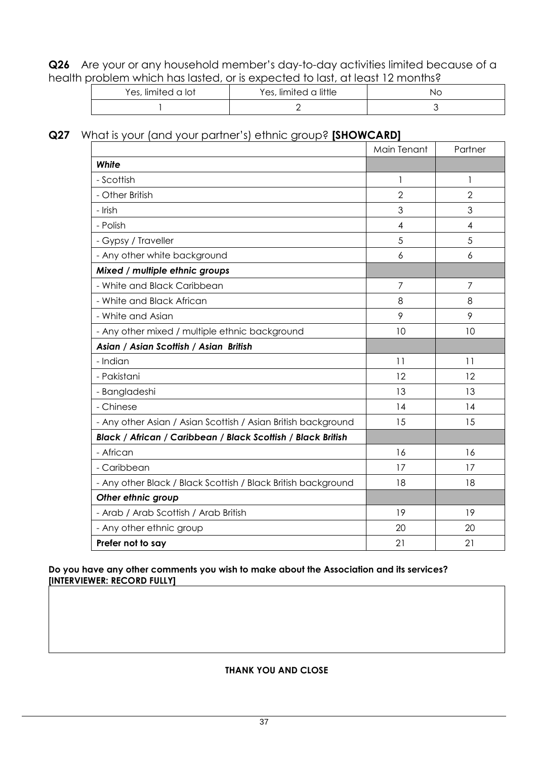**Q26** Are your or any household member's day-to-day activities limited because of a health problem which has lasted, or is expected to last, at least 12 months?

| Yes, limited a lot | Yes, limited a little | No |
|---|---|---|
| 1 | 2 | 3 |

**Q27** What is your (and your partner's) ethnic group? **[SHOWCARD]**

| | Main Tenant | Partner |
|---|---|---|
| ***White*** | | |
| - Scottish | 1 | 1 |
| - Other British | 2 | 2 |
| - Irish | 3 | 3 |
| - Polish | 4 | 4 |
| - Gypsy / Traveller | 5 | 5 |
| - Any other white background | 6 | 6 |
| ***Mixed / multiple ethnic groups*** | | |
| - White and Black Caribbean | 7 | 7 |
| - White and Black African | 8 | 8 |
| - White and Asian | 9 | 9 |
| - Any other mixed / multiple ethnic background | 10 | 10 |
| ***Asian / Asian Scottish / Asian British*** | | |
| - Indian | 11 | 11 |
| - Pakistani | 12 | 12 |
| - Bangladeshi | 13 | 13 |
| - Chinese | 14 | 14 |
| - Any other Asian / Asian Scottish / Asian British background | 15 | 15 |
| ***Black / African / Caribbean / Black Scottish / Black British*** | | |
| - African | 16 | 16 |
| - Caribbean | 17 | 17 |
| - Any other Black / Black Scottish / Black British background | 18 | 18 |
| ***Other ethnic group*** | | |
| - Arab / Arab Scottish / Arab British | 19 | 19 |
| - Any other ethnic group | 20 | 20 |
| **Prefer not to say** | 21 | 21 |

**Do you have any other comments you wish to make about the Association and its services? [INTERVIEWER: RECORD FULLY]**

**THANK YOU AND CLOSE**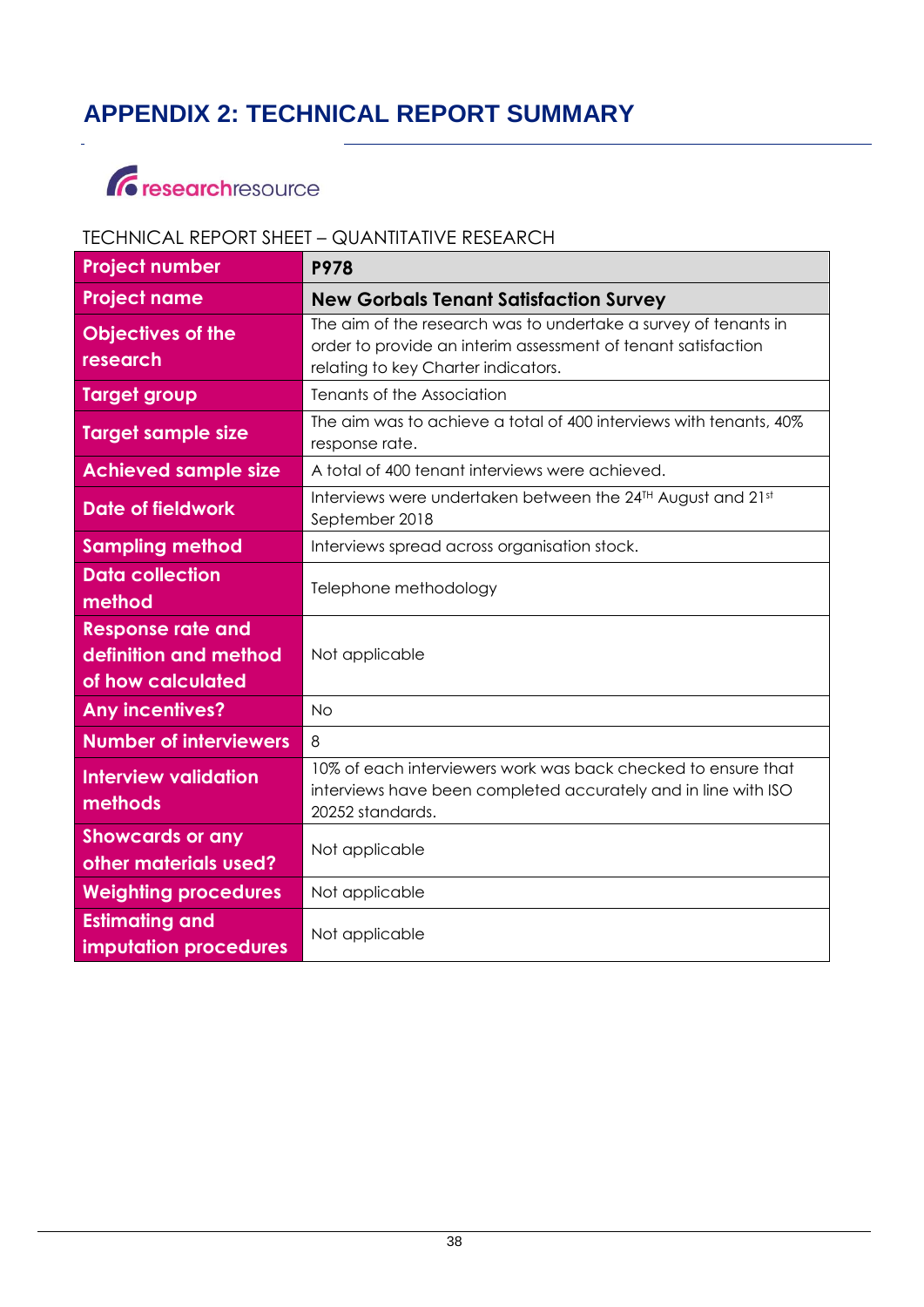# APPENDIX 2: TECHNICAL REPORT SUMMARY

researchresource

TECHNICAL REPORT SHEET – QUANTITATIVE RESEARCH

| | |
|---|---|
| **Project number** | **P978** |
| **Project name** | **New Gorbals Tenant Satisfaction Survey** |
| **Objectives of the research** | The aim of the research was to undertake a survey of tenants in order to provide an interim assessment of tenant satisfaction relating to key Charter indicators. |
| **Target group** | Tenants of the Association |
| **Target sample size** | The aim was to achieve a total of 400 interviews with tenants, 40% response rate. |
| **Achieved sample size** | A total of 400 tenant interviews were achieved. |
| **Date of fieldwork** | Interviews were undertaken between the 24TH August and 21st September 2018 |
| **Sampling method** | Interviews spread across organisation stock. |
| **Data collection method** | Telephone methodology |
| **Response rate and definition and method of how calculated** | Not applicable |
| **Any incentives?** | No |
| **Number of interviewers** | 8 |
| **Interview validation methods** | 10% of each interviewers work was back checked to ensure that interviews have been completed accurately and in line with ISO 20252 standards. |
| **Showcards or any other materials used?** | Not applicable |
| **Weighting procedures** | Not applicable |
| **Estimating and imputation procedures** | Not applicable |